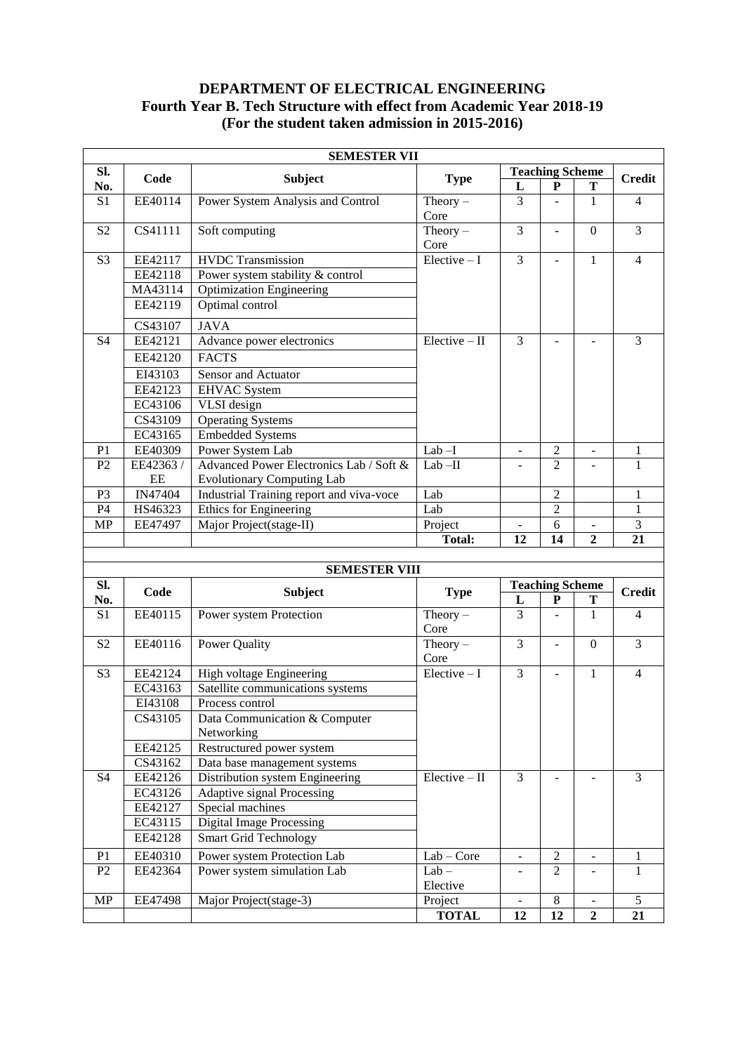# DEPARTMENT OF ELECTRICAL ENGINEERING
## Fourth Year B. Tech Structure with effect from Academic Year 2018-19
## (For the student taken admission in 2015-2016)

| SEMESTER VII | | | | | | | |
|---|---|---|---|---|---|---|---|
| **Sl. No.** | **Code** | **Subject** | **Type** | **Teaching Scheme** | | | **Credit** |
| | | | | **L** | **P** | **T** | |
| S1 | EE40114 | Power System Analysis and Control | Theory – Core | 3 | - | 1 | 4 |
| S2 | CS41111 | Soft computing | Theory – Core | 3 | - | 0 | 3 |
| S3 | EE42117 | HVDC Transmission | Elective – I | 3 | - | 1 | 4 |
| | EE42118 | Power system stability & control | | | | | |
| | MA43114 | Optimization Engineering | | | | | |
| | EE42119 | Optimal control | | | | | |
| | CS43107 | JAVA | | | | | |
| S4 | EE42121 | Advance power electronics | Elective – II | 3 | - | - | 3 |
| | EE42120 | FACTS | | | | | |
| | EI43103 | Sensor and Actuator | | | | | |
| | EE42123 | EHVAC System | | | | | |
| | EC43106 | VLSI design | | | | | |
| | CS43109 | Operating Systems | | | | | |
| | EC43165 | Embedded Systems | | | | | |
| P1 | EE40309 | Power System Lab | Lab –I | - | 2 | - | 1 |
| P2 | EE42363 / EE | Advanced Power Electronics Lab / Soft & Evolutionary Computing Lab | Lab –II | - | 2 | - | 1 |
| P3 | IN47404 | Industrial Training report and viva-voce | Lab | | 2 | | 1 |
| P4 | HS46323 | Ethics for Engineering | Lab | | 2 | | 1 |
| MP | EE47497 | Major Project(stage-II) | Project | - | 6 | - | 3 |
| | | | **Total:** | **12** | **14** | **2** | **21** |

| SEMESTER VIII | | | | | | | |
|---|---|---|---|---|---|---|---|
| **Sl. No.** | **Code** | **Subject** | **Type** | **Teaching Scheme** | | | **Credit** |
| | | | | **L** | **P** | **T** | |
| S1 | EE40115 | Power system Protection | Theory – Core | 3 | - | 1 | 4 |
| S2 | EE40116 | Power Quality | Theory – Core | 3 | - | 0 | 3 |
| S3 | EE42124 | High voltage Engineering | Elective – I | 3 | - | 1 | 4 |
| | EC43163 | Satellite communications systems | | | | | |
| | EI43108 | Process control | | | | | |
| | CS43105 | Data Communication & Computer Networking | | | | | |
| | EE42125 | Restructured power system | | | | | |
| | CS43162 | Data base management systems | | | | | |
| S4 | EE42126 | Distribution system Engineering | Elective – II | 3 | - | - | 3 |
| | EC43126 | Adaptive signal Processing | | | | | |
| | EE42127 | Special machines | | | | | |
| | EC43115 | Digital Image Processing | | | | | |
| | EE42128 | Smart Grid Technology | | | | | |
| P1 | EE40310 | Power system Protection Lab | Lab – Core | - | 2 | - | 1 |
| P2 | EE42364 | Power system simulation Lab | Lab – Elective | - | 2 | - | 1 |
| MP | EE47498 | Major Project(stage-3) | Project | - | 8 | - | 5 |
| | | | **TOTAL** | **12** | **12** | **2** | **21** |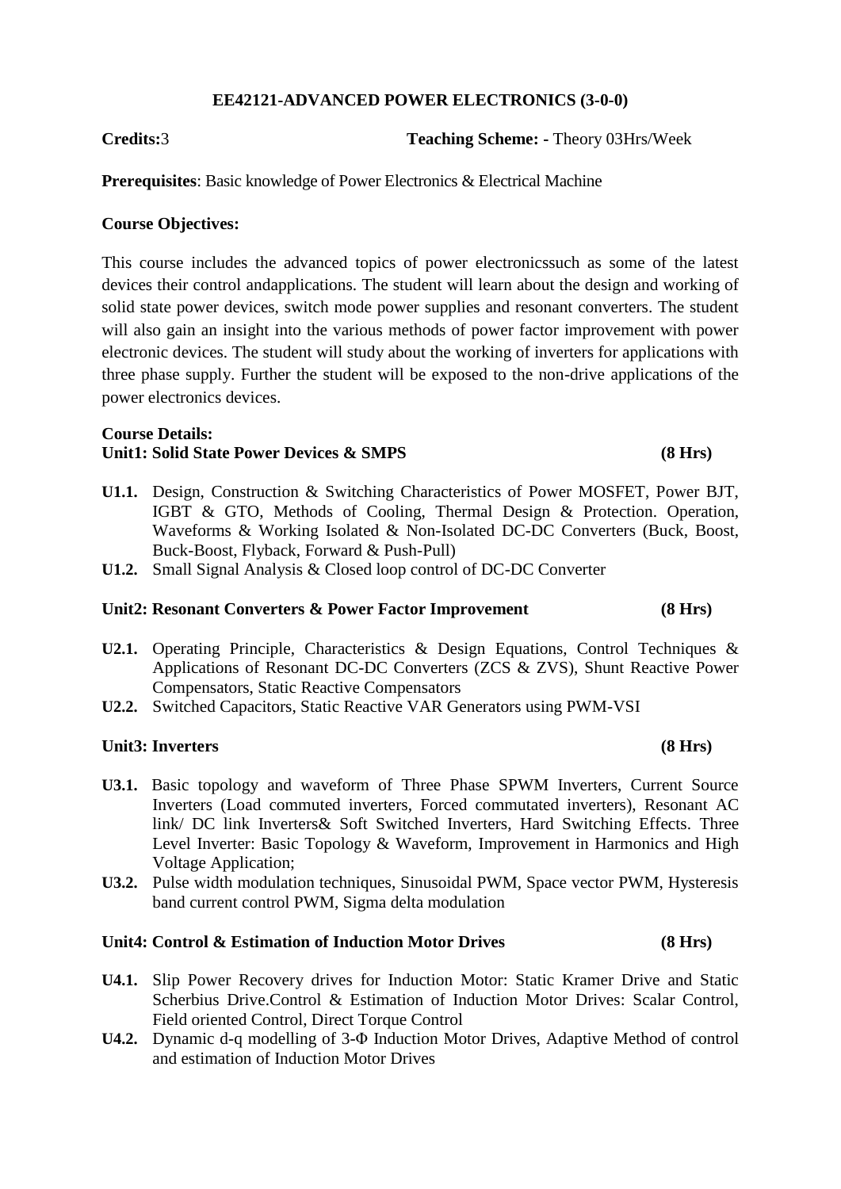## EE42121-ADVANCED POWER ELECTRONICS (3-0-0)

**Credits:**3 **Teaching Scheme: -** Theory 03Hrs/Week

**Prerequisites**: Basic knowledge of Power Electronics & Electrical Machine

**Course Objectives:**

This course includes the advanced topics of power electronicssuch as some of the latest devices their control andapplications. The student will learn about the design and working of solid state power devices, switch mode power supplies and resonant converters. The student will also gain an insight into the various methods of power factor improvement with power electronic devices. The student will study about the working of inverters for applications with three phase supply. Further the student will be exposed to the non-drive applications of the power electronics devices.

**Course Details:**

**Unit1: Solid State Power Devices & SMPS (8 Hrs)**

- **U1.1.** Design, Construction & Switching Characteristics of Power MOSFET, Power BJT, IGBT & GTO, Methods of Cooling, Thermal Design & Protection. Operation, Waveforms & Working Isolated & Non-Isolated DC-DC Converters (Buck, Boost, Buck-Boost, Flyback, Forward & Push-Pull)
- **U1.2.** Small Signal Analysis & Closed loop control of DC-DC Converter

**Unit2: Resonant Converters & Power Factor Improvement (8 Hrs)**

- **U2.1.** Operating Principle, Characteristics & Design Equations, Control Techniques & Applications of Resonant DC-DC Converters (ZCS & ZVS), Shunt Reactive Power Compensators, Static Reactive Compensators
- **U2.2.** Switched Capacitors, Static Reactive VAR Generators using PWM-VSI

**Unit3: Inverters (8 Hrs)**

- **U3.1.** Basic topology and waveform of Three Phase SPWM Inverters, Current Source Inverters (Load commuted inverters, Forced commutated inverters), Resonant AC link/ DC link Inverters& Soft Switched Inverters, Hard Switching Effects. Three Level Inverter: Basic Topology & Waveform, Improvement in Harmonics and High Voltage Application;
- **U3.2.** Pulse width modulation techniques, Sinusoidal PWM, Space vector PWM, Hysteresis band current control PWM, Sigma delta modulation

**Unit4: Control & Estimation of Induction Motor Drives (8 Hrs)**

- **U4.1.** Slip Power Recovery drives for Induction Motor: Static Kramer Drive and Static Scherbius Drive.Control & Estimation of Induction Motor Drives: Scalar Control, Field oriented Control, Direct Torque Control
- **U4.2.** Dynamic d-q modelling of 3-$\Phi$ Induction Motor Drives, Adaptive Method of control and estimation of Induction Motor Drives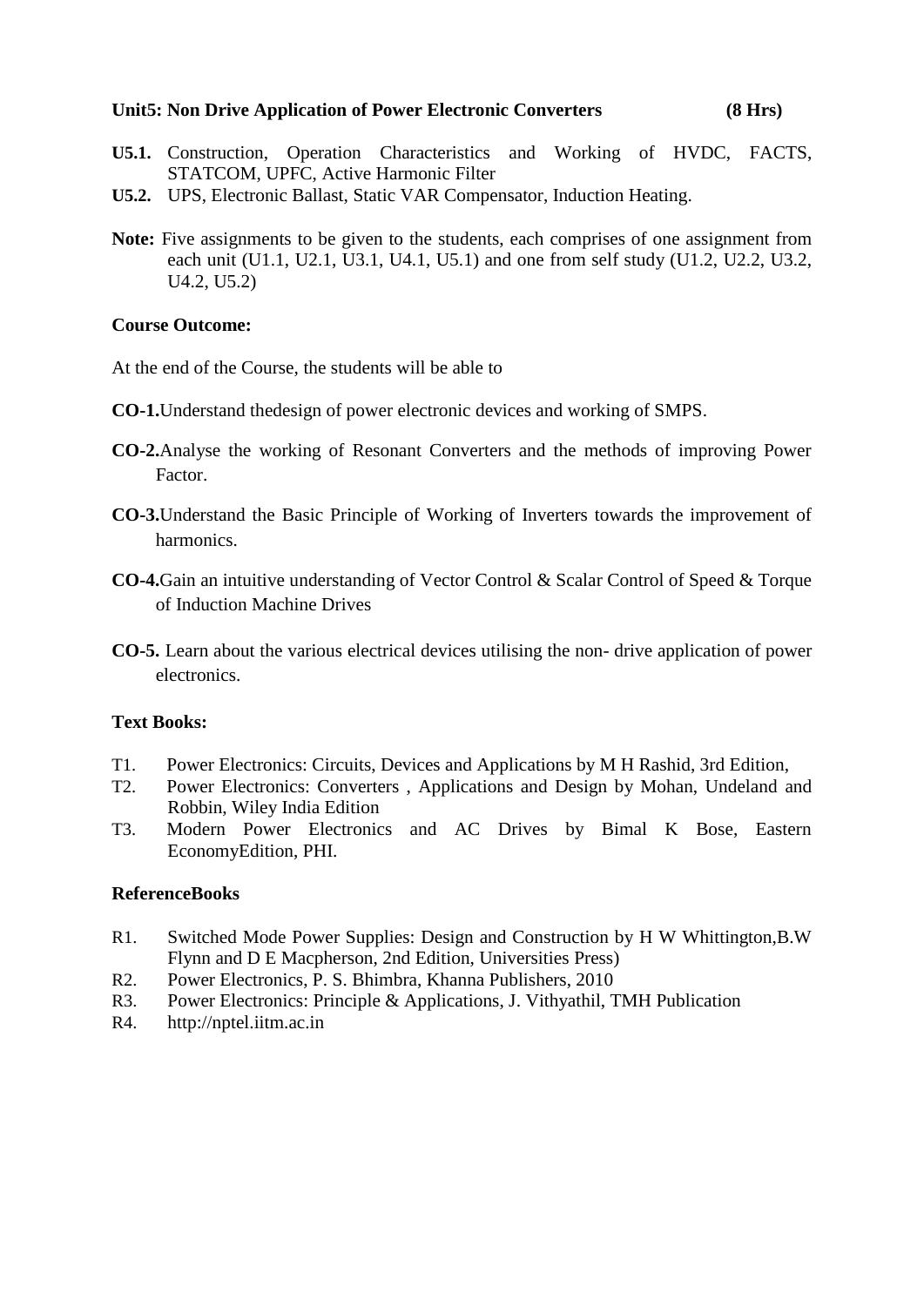**Unit5: Non Drive Application of Power Electronic Converters (8 Hrs)**

**U5.1.** Construction, Operation Characteristics and Working of HVDC, FACTS, STATCOM, UPFC, Active Harmonic Filter

**U5.2.** UPS, Electronic Ballast, Static VAR Compensator, Induction Heating.

**Note:** Five assignments to be given to the students, each comprises of one assignment from each unit (U1.1, U2.1, U3.1, U4.1, U5.1) and one from self study (U1.2, U2.2, U3.2, U4.2, U5.2)

**Course Outcome:**

At the end of the Course, the students will be able to

**CO-1.**Understand thedesign of power electronic devices and working of SMPS.

**CO-2.**Analyse the working of Resonant Converters and the methods of improving Power Factor.

**CO-3.**Understand the Basic Principle of Working of Inverters towards the improvement of harmonics.

**CO-4.**Gain an intuitive understanding of Vector Control & Scalar Control of Speed & Torque of Induction Machine Drives

**CO-5.** Learn about the various electrical devices utilising the non- drive application of power electronics.

**Text Books:**

T1. Power Electronics: Circuits, Devices and Applications by M H Rashid, 3rd Edition,

T2. Power Electronics: Converters , Applications and Design by Mohan, Undeland and Robbin, Wiley India Edition

T3. Modern Power Electronics and AC Drives by Bimal K Bose, Eastern EconomyEdition, PHI.

**ReferenceBooks**

R1. Switched Mode Power Supplies: Design and Construction by H W Whittington,B.W Flynn and D E Macpherson, 2nd Edition, Universities Press)

R2. Power Electronics, P. S. Bhimbra, Khanna Publishers, 2010

R3. Power Electronics: Principle & Applications, J. Vithyathil, TMH Publication

R4. http://nptel.iitm.ac.in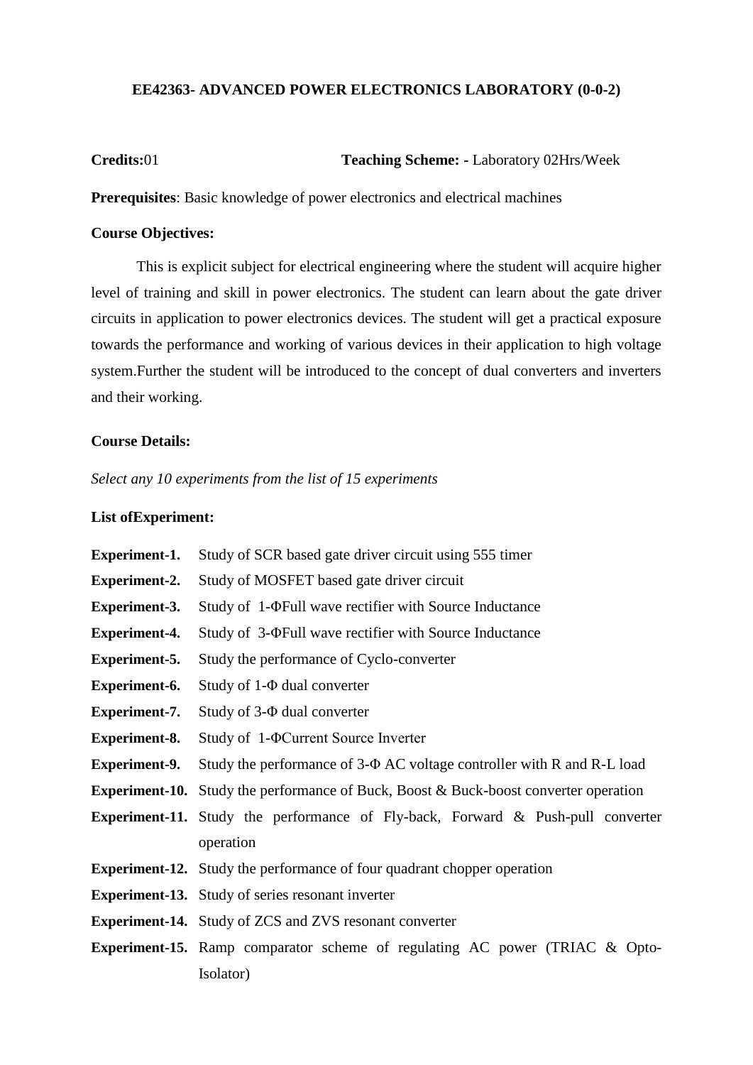**EE42363- ADVANCED POWER ELECTRONICS LABORATORY (0-0-2)**

**Credits:**01 **Teaching Scheme: -** Laboratory 02Hrs/Week

**Prerequisites**: Basic knowledge of power electronics and electrical machines

**Course Objectives:**

This is explicit subject for electrical engineering where the student will acquire higher level of training and skill in power electronics. The student can learn about the gate driver circuits in application to power electronics devices. The student will get a practical exposure towards the performance and working of various devices in their application to high voltage system.Further the student will be introduced to the concept of dual converters and inverters and their working.

**Course Details:**

*Select any 10 experiments from the list of 15 experiments*

**List ofExperiment:**

**Experiment-1.** Study of SCR based gate driver circuit using 555 timer

**Experiment-2.** Study of MOSFET based gate driver circuit

**Experiment-3.** Study of 1-ΦFull wave rectifier with Source Inductance

**Experiment-4.** Study of 3-ΦFull wave rectifier with Source Inductance

**Experiment-5.** Study the performance of Cyclo-converter

**Experiment-6.** Study of 1-Φ dual converter

**Experiment-7.** Study of 3-Φ dual converter

**Experiment-8.** Study of 1-ΦCurrent Source Inverter

**Experiment-9.** Study the performance of 3-Φ AC voltage controller with R and R-L load

**Experiment-10.** Study the performance of Buck, Boost & Buck-boost converter operation

**Experiment-11.** Study the performance of Fly-back, Forward & Push-pull converter operation

**Experiment-12.** Study the performance of four quadrant chopper operation

**Experiment-13.** Study of series resonant inverter

**Experiment-14.** Study of ZCS and ZVS resonant converter

**Experiment-15.** Ramp comparator scheme of regulating AC power (TRIAC & Opto-Isolator)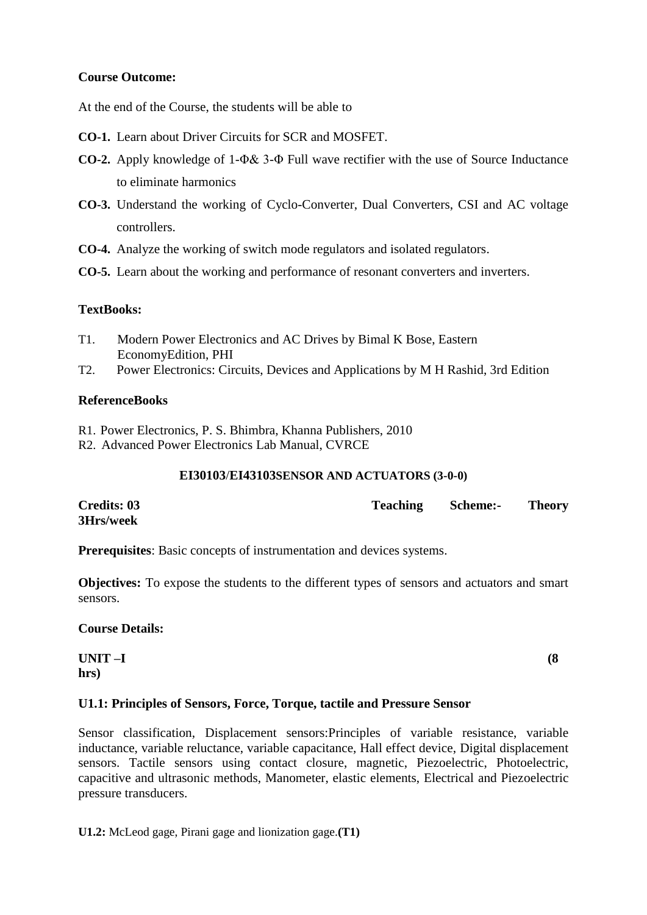**Course Outcome:**

At the end of the Course, the students will be able to

**CO-1.** Learn about Driver Circuits for SCR and MOSFET.

**CO-2.** Apply knowledge of 1-Φ& 3-Φ Full wave rectifier with the use of Source Inductance to eliminate harmonics

**CO-3.** Understand the working of Cyclo-Converter, Dual Converters, CSI and AC voltage controllers.

**CO-4.** Analyze the working of switch mode regulators and isolated regulators.

**CO-5.** Learn about the working and performance of resonant converters and inverters.

**TextBooks:**

T1. Modern Power Electronics and AC Drives by Bimal K Bose, Eastern EconomyEdition, PHI

T2. Power Electronics: Circuits, Devices and Applications by M H Rashid, 3rd Edition

**ReferenceBooks**

R1. Power Electronics, P. S. Bhimbra, Khanna Publishers, 2010

R2. Advanced Power Electronics Lab Manual, CVRCE

## EI30103/EI43103SENSOR AND ACTUATORS (3-0-0)

**Credits: 03** **Teaching Scheme:- Theory 3Hrs/week**

**Prerequisites**: Basic concepts of instrumentation and devices systems.

**Objectives:** To expose the students to the different types of sensors and actuators and smart sensors.

**Course Details:**

**UNIT –I (8 hrs)**

**U1.1: Principles of Sensors, Force, Torque, tactile and Pressure Sensor**

Sensor classification, Displacement sensors:Principles of variable resistance, variable inductance, variable reluctance, variable capacitance, Hall effect device, Digital displacement sensors. Tactile sensors using contact closure, magnetic, Piezoelectric, Photoelectric, capacitive and ultrasonic methods, Manometer, elastic elements, Electrical and Piezoelectric pressure transducers.

**U1.2:** McLeod gage, Pirani gage and lionization gage.**(T1)**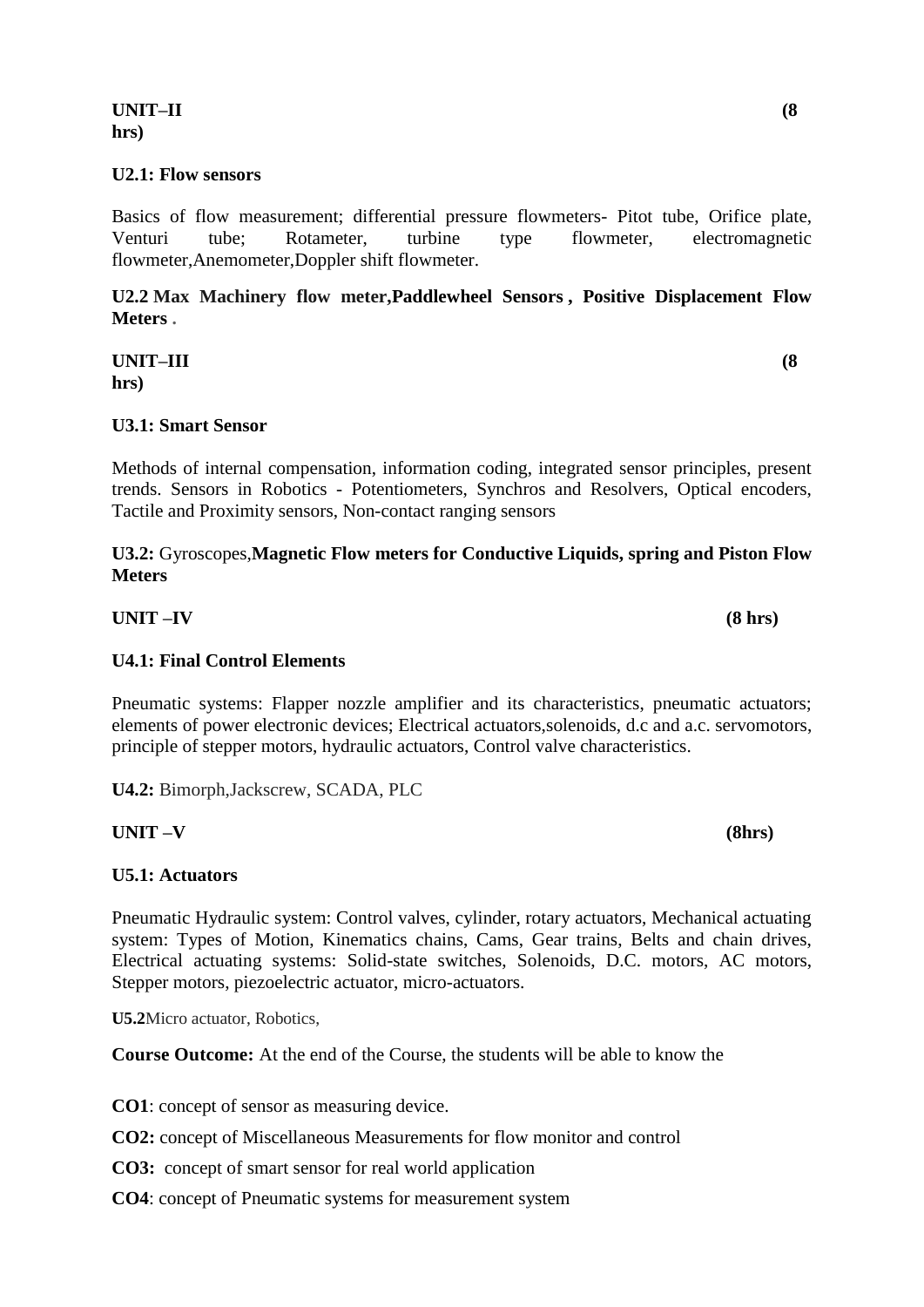**UNIT–II (8 hrs)**

**U2.1: Flow sensors**

Basics of flow measurement; differential pressure flowmeters- Pitot tube, Orifice plate, Venturi tube; Rotameter, turbine type flowmeter, electromagnetic flowmeter,Anemometer,Doppler shift flowmeter.

**U2.2 Max Machinery flow meter,Paddlewheel Sensors , Positive Displacement Flow Meters .**

**UNIT–III (8 hrs)**

**U3.1: Smart Sensor**

Methods of internal compensation, information coding, integrated sensor principles, present trends. Sensors in Robotics - Potentiometers, Synchros and Resolvers, Optical encoders, Tactile and Proximity sensors, Non-contact ranging sensors

**U3.2:** Gyroscopes,**Magnetic Flow meters for Conductive Liquids, spring and Piston Flow Meters**

**UNIT –IV (8 hrs)**

**U4.1: Final Control Elements**

Pneumatic systems: Flapper nozzle amplifier and its characteristics, pneumatic actuators; elements of power electronic devices; Electrical actuators,solenoids, d.c and a.c. servomotors, principle of stepper motors, hydraulic actuators, Control valve characteristics.

**U4.2:** Bimorph,Jackscrew, SCADA, PLC

**UNIT –V (8hrs)**

**U5.1: Actuators**

Pneumatic Hydraulic system: Control valves, cylinder, rotary actuators, Mechanical actuating system: Types of Motion, Kinematics chains, Cams, Gear trains, Belts and chain drives, Electrical actuating systems: Solid-state switches, Solenoids, D.C. motors, AC motors, Stepper motors, piezoelectric actuator, micro-actuators.

**U5.2**Micro actuator, Robotics,

**Course Outcome:** At the end of the Course, the students will be able to know the

**CO1**: concept of sensor as measuring device.

**CO2:** concept of Miscellaneous Measurements for flow monitor and control

**CO3:** concept of smart sensor for real world application

**CO4**: concept of Pneumatic systems for measurement system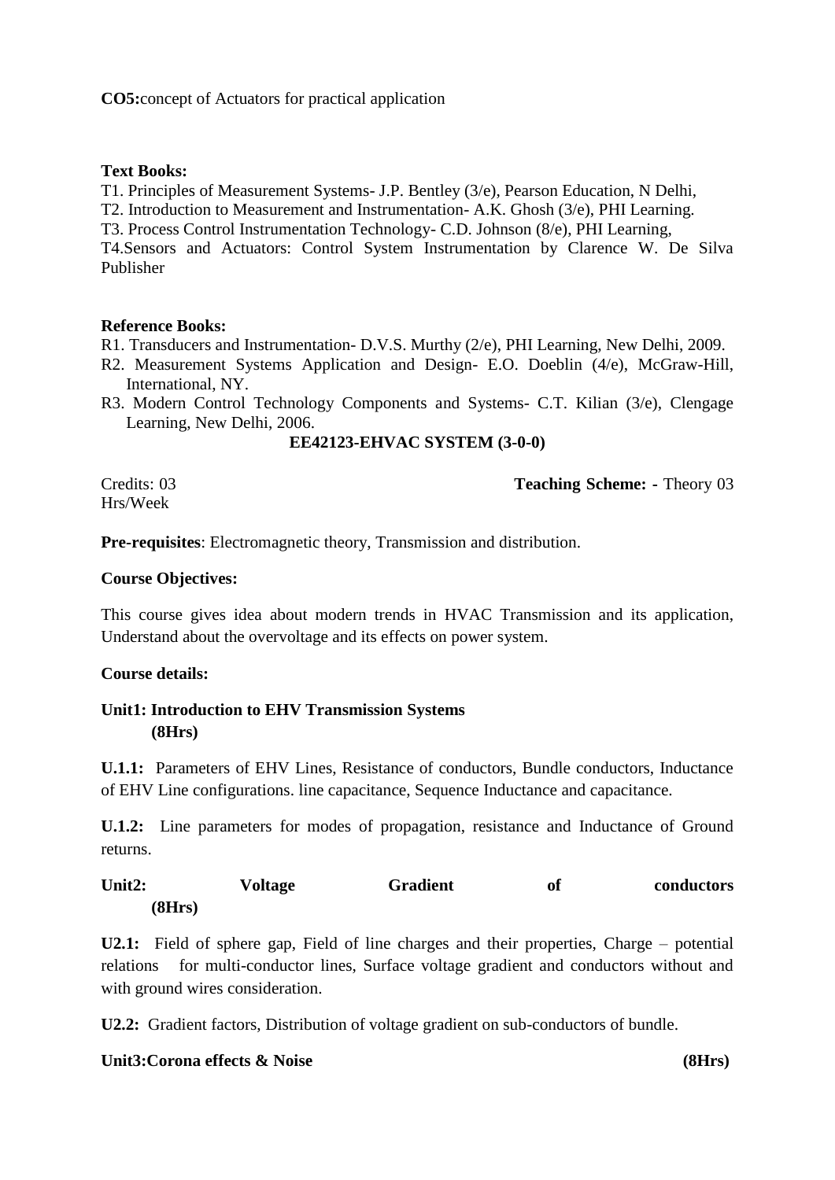**CO5:**concept of Actuators for practical application

**Text Books:**

T1. Principles of Measurement Systems- J.P. Bentley (3/e), Pearson Education, N Delhi,

T2. Introduction to Measurement and Instrumentation- A.K. Ghosh (3/e), PHI Learning.

T3. Process Control Instrumentation Technology- C.D. Johnson (8/e), PHI Learning,

T4.Sensors and Actuators: Control System Instrumentation by Clarence W. De Silva Publisher

**Reference Books:**

R1. Transducers and Instrumentation- D.V.S. Murthy (2/e), PHI Learning, New Delhi, 2009.

R2. Measurement Systems Application and Design- E.O. Doeblin (4/e), McGraw-Hill, International, NY.

R3. Modern Control Technology Components and Systems- C.T. Kilian (3/e), Clengage Learning, New Delhi, 2006.

## EE42123-EHVAC SYSTEM (3-0-0)

Credits: 03 **Teaching Scheme: -** Theory 03 Hrs/Week

**Pre-requisites**: Electromagnetic theory, Transmission and distribution.

**Course Objectives:**

This course gives idea about modern trends in HVAC Transmission and its application, Understand about the overvoltage and its effects on power system.

**Course details:**

**Unit1: Introduction to EHV Transmission Systems (8Hrs)**

**U.1.1:** Parameters of EHV Lines, Resistance of conductors, Bundle conductors, Inductance of EHV Line configurations. line capacitance, Sequence Inductance and capacitance.

**U.1.2:** Line parameters for modes of propagation, resistance and Inductance of Ground returns.

**Unit2: Voltage Gradient of conductors (8Hrs)**

**U2.1:** Field of sphere gap, Field of line charges and their properties, Charge – potential relations for multi-conductor lines, Surface voltage gradient and conductors without and with ground wires consideration.

**U2.2:** Gradient factors, Distribution of voltage gradient on sub-conductors of bundle.

**Unit3:Corona effects & Noise (8Hrs)**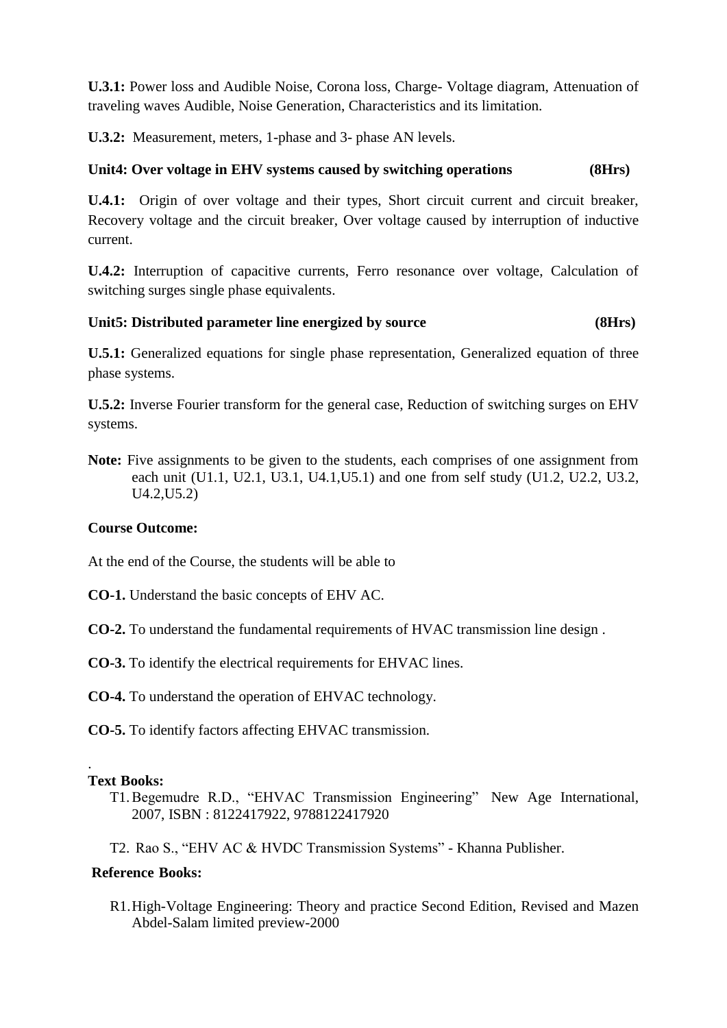**U.3.1:** Power loss and Audible Noise, Corona loss, Charge- Voltage diagram, Attenuation of traveling waves Audible, Noise Generation, Characteristics and its limitation.

**U.3.2:** Measurement, meters, 1-phase and 3- phase AN levels.

**Unit4: Over voltage in EHV systems caused by switching operations (8Hrs)**

**U.4.1:** Origin of over voltage and their types, Short circuit current and circuit breaker, Recovery voltage and the circuit breaker, Over voltage caused by interruption of inductive current.

**U.4.2:** Interruption of capacitive currents, Ferro resonance over voltage, Calculation of switching surges single phase equivalents.

**Unit5: Distributed parameter line energized by source (8Hrs)**

**U.5.1:** Generalized equations for single phase representation, Generalized equation of three phase systems.

**U.5.2:** Inverse Fourier transform for the general case, Reduction of switching surges on EHV systems.

**Note:** Five assignments to be given to the students, each comprises of one assignment from each unit (U1.1, U2.1, U3.1, U4.1,U5.1) and one from self study (U1.2, U2.2, U3.2, U4.2,U5.2)

**Course Outcome:**

At the end of the Course, the students will be able to

**CO-1.** Understand the basic concepts of EHV AC.

**CO-2.** To understand the fundamental requirements of HVAC transmission line design .

**CO-3.** To identify the electrical requirements for EHVAC lines.

**CO-4.** To understand the operation of EHVAC technology.

**CO-5.** To identify factors affecting EHVAC transmission.

.

**Text Books:**

T1. Begemudre R.D., "EHVAC Transmission Engineering" New Age International, 2007, ISBN : 8122417922, 9788122417920

T2. Rao S., "EHV AC & HVDC Transmission Systems" - Khanna Publisher.

**Reference Books:**

R1. High-Voltage Engineering: Theory and practice Second Edition, Revised and Mazen Abdel-Salam limited preview-2000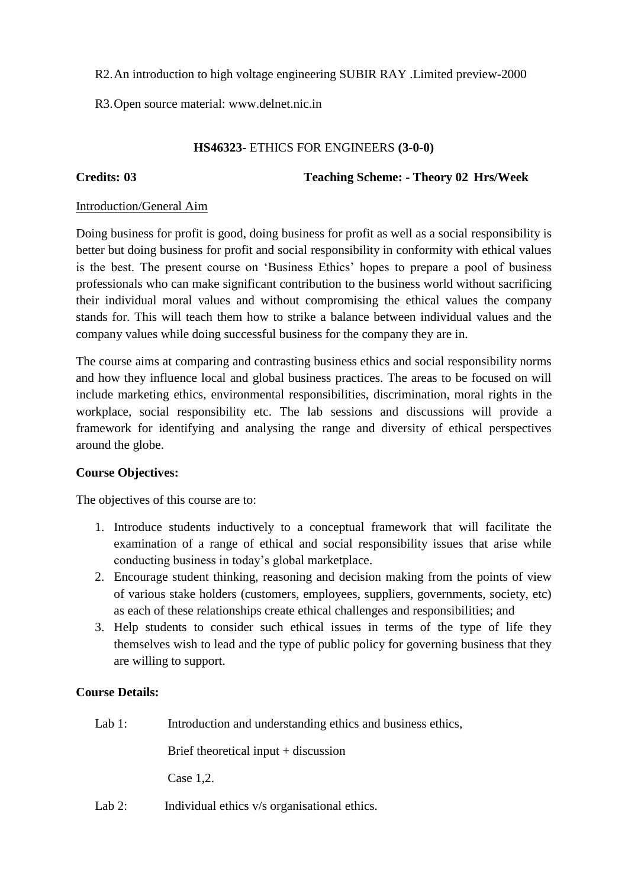R2. An introduction to high voltage engineering SUBIR RAY .Limited preview-2000

R3. Open source material: www.delnet.nic.in

## **HS46323-** ETHICS FOR ENGINEERS **(3-0-0)**

**Credits: 03** **Teaching Scheme: - Theory 02 Hrs/Week**

Introduction/General Aim

Doing business for profit is good, doing business for profit as well as a social responsibility is better but doing business for profit and social responsibility in conformity with ethical values is the best. The present course on 'Business Ethics' hopes to prepare a pool of business professionals who can make significant contribution to the business world without sacrificing their individual moral values and without compromising the ethical values the company stands for. This will teach them how to strike a balance between individual values and the company values while doing successful business for the company they are in.

The course aims at comparing and contrasting business ethics and social responsibility norms and how they influence local and global business practices. The areas to be focused on will include marketing ethics, environmental responsibilities, discrimination, moral rights in the workplace, social responsibility etc. The lab sessions and discussions will provide a framework for identifying and analysing the range and diversity of ethical perspectives around the globe.

**Course Objectives:**

The objectives of this course are to:

1. Introduce students inductively to a conceptual framework that will facilitate the examination of a range of ethical and social responsibility issues that arise while conducting business in today's global marketplace.
2. Encourage student thinking, reasoning and decision making from the points of view of various stake holders (customers, employees, suppliers, governments, society, etc) as each of these relationships create ethical challenges and responsibilities; and
3. Help students to consider such ethical issues in terms of the type of life they themselves wish to lead and the type of public policy for governing business that they are willing to support.

**Course Details:**

Lab 1: Introduction and understanding ethics and business ethics,

Brief theoretical input + discussion

Case 1,2.

Lab 2: Individual ethics v/s organisational ethics.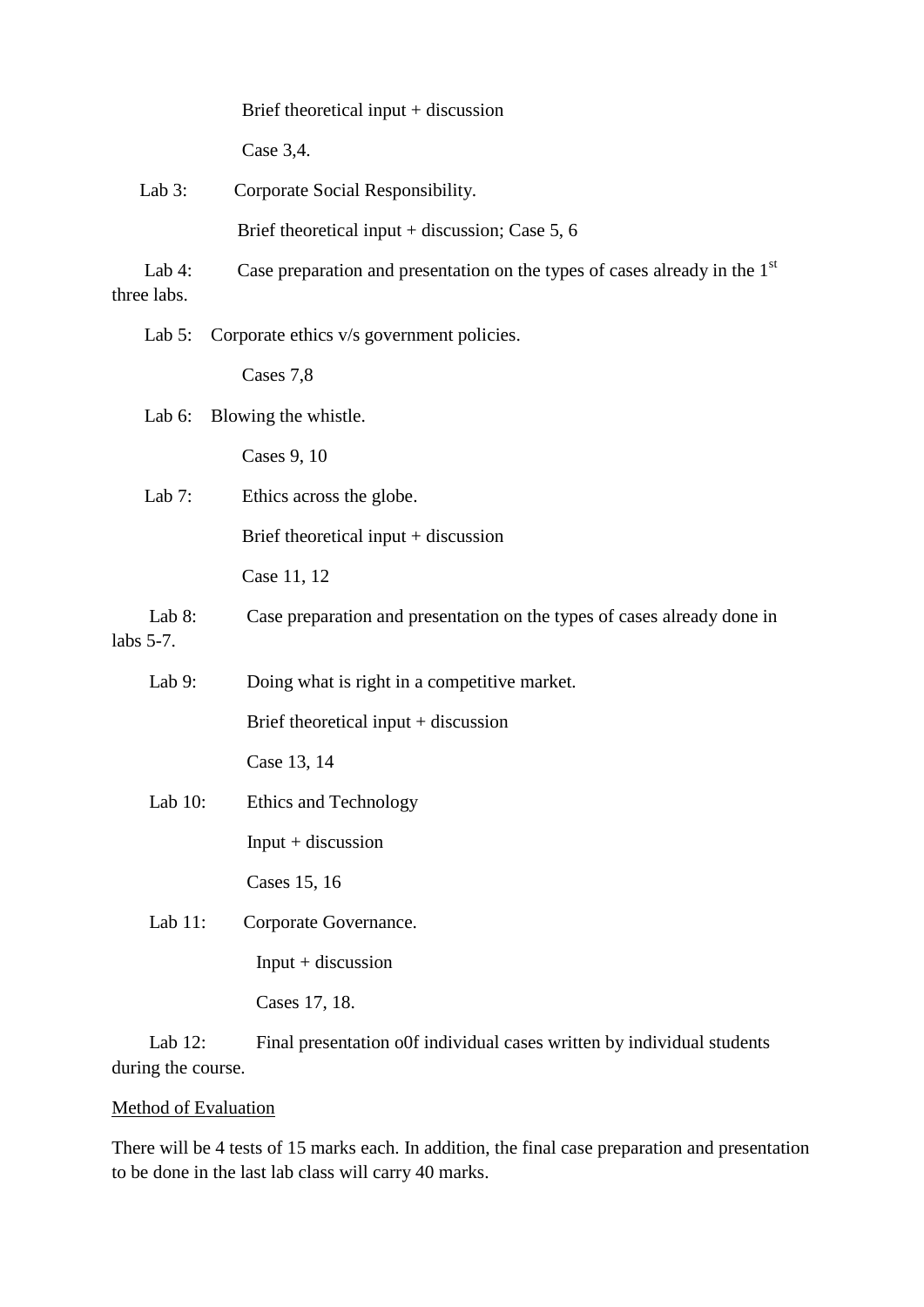Brief theoretical input + discussion

Case 3,4.

Lab 3: Corporate Social Responsibility.

Brief theoretical input + discussion; Case 5, 6

Lab 4: Case preparation and presentation on the types of cases already in the 1st three labs.

Lab 5: Corporate ethics v/s government policies.

Cases 7,8

Lab 6: Blowing the whistle.

Cases 9, 10

Lab 7: Ethics across the globe.

Brief theoretical input + discussion

Case 11, 12

Lab 8: Case preparation and presentation on the types of cases already done in labs 5-7.

Lab 9: Doing what is right in a competitive market.

Brief theoretical input + discussion

Case 13, 14

Lab 10: Ethics and Technology

Input + discussion

Cases 15, 16

Lab 11: Corporate Governance.

Input + discussion

Cases 17, 18.

Lab 12: Final presentation o0f individual cases written by individual students during the course.

<u>Method of Evaluation</u>

There will be 4 tests of 15 marks each. In addition, the final case preparation and presentation to be done in the last lab class will carry 40 marks.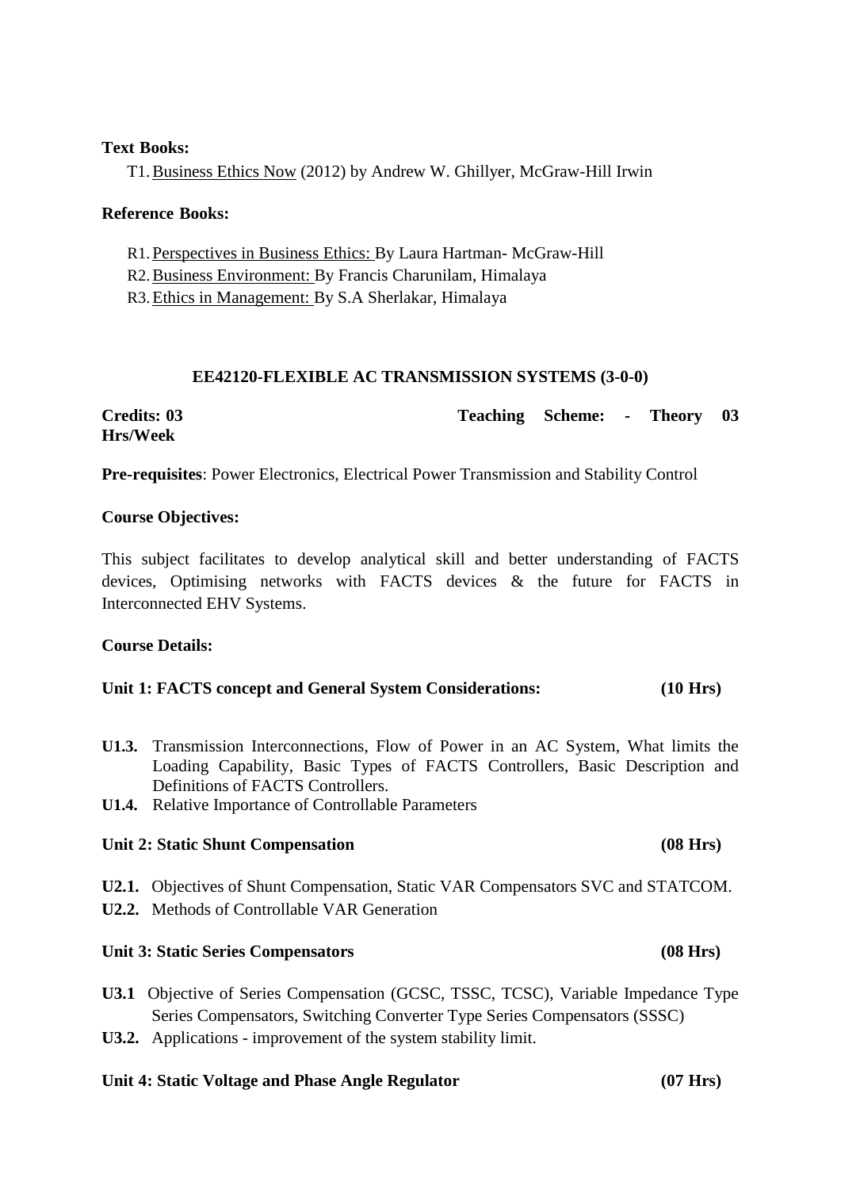**Text Books:**

T1. Business Ethics Now (2012) by Andrew W. Ghillyer, McGraw-Hill Irwin

**Reference Books:**

R1. Perspectives in Business Ethics: By Laura Hartman- McGraw-Hill
R2. Business Environment: By Francis Charunilam, Himalaya
R3. Ethics in Management: By S.A Sherlakar, Himalaya

## EE42120-FLEXIBLE AC TRANSMISSION SYSTEMS (3-0-0)

**Credits: 03** **Teaching Scheme: - Theory 03 Hrs/Week**

**Pre-requisites**: Power Electronics, Electrical Power Transmission and Stability Control

**Course Objectives:**

This subject facilitates to develop analytical skill and better understanding of FACTS devices, Optimising networks with FACTS devices & the future for FACTS in Interconnected EHV Systems.

**Course Details:**

**Unit 1: FACTS concept and General System Considerations: (10 Hrs)**

**U1.3.** Transmission Interconnections, Flow of Power in an AC System, What limits the Loading Capability, Basic Types of FACTS Controllers, Basic Description and Definitions of FACTS Controllers.
**U1.4.** Relative Importance of Controllable Parameters

**Unit 2: Static Shunt Compensation (08 Hrs)**

**U2.1.** Objectives of Shunt Compensation, Static VAR Compensators SVC and STATCOM.
**U2.2.** Methods of Controllable VAR Generation

**Unit 3: Static Series Compensators (08 Hrs)**

**U3.1** Objective of Series Compensation (GCSC, TSSC, TCSC), Variable Impedance Type Series Compensators, Switching Converter Type Series Compensators (SSSC)
**U3.2.** Applications - improvement of the system stability limit.

**Unit 4: Static Voltage and Phase Angle Regulator (07 Hrs)**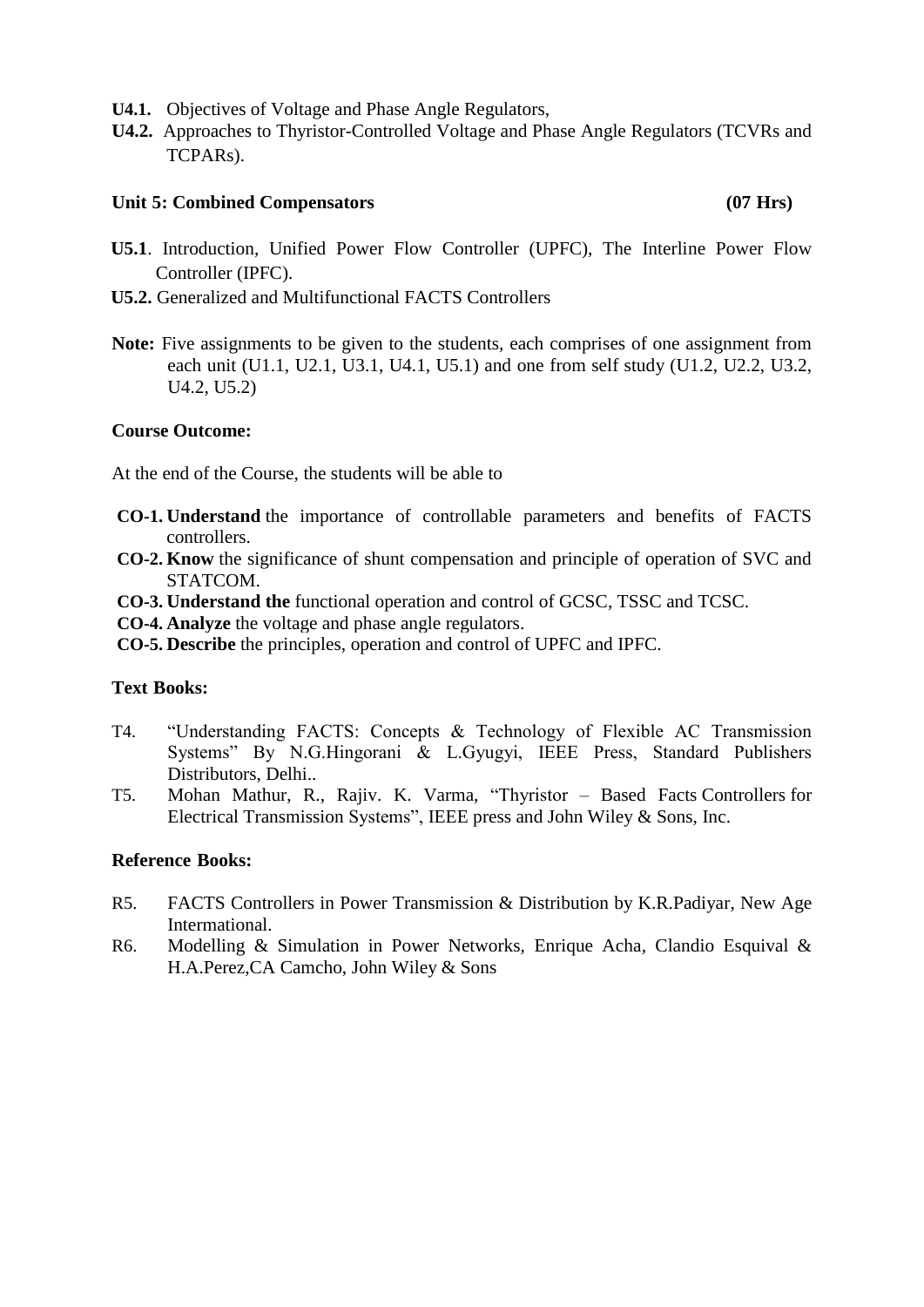**U4.1.** Objectives of Voltage and Phase Angle Regulators,

**U4.2.** Approaches to Thyristor-Controlled Voltage and Phase Angle Regulators (TCVRs and TCPARs).

**Unit 5: Combined Compensators (07 Hrs)**

**U5.1**. Introduction, Unified Power Flow Controller (UPFC), The Interline Power Flow Controller (IPFC).

**U5.2.** Generalized and Multifunctional FACTS Controllers

**Note:** Five assignments to be given to the students, each comprises of one assignment from each unit (U1.1, U2.1, U3.1, U4.1, U5.1) and one from self study (U1.2, U2.2, U3.2, U4.2, U5.2)

**Course Outcome:**

At the end of the Course, the students will be able to

- **CO-1. Understand** the importance of controllable parameters and benefits of FACTS controllers.
- **CO-2. Know** the significance of shunt compensation and principle of operation of SVC and STATCOM.
- **CO-3. Understand the** functional operation and control of GCSC, TSSC and TCSC.
- **CO-4. Analyze** the voltage and phase angle regulators.
- **CO-5. Describe** the principles, operation and control of UPFC and IPFC.

**Text Books:**

- T4. "Understanding FACTS: Concepts & Technology of Flexible AC Transmission Systems" By N.G.Hingorani & L.Gyugyi, IEEE Press, Standard Publishers Distributors, Delhi..
- T5. Mohan Mathur, R., Rajiv. K. Varma, "Thyristor – Based Facts Controllers for Electrical Transmission Systems", IEEE press and John Wiley & Sons, Inc.

**Reference Books:**

- R5. FACTS Controllers in Power Transmission & Distribution by K.R.Padiyar, New Age International.
- R6. Modelling & Simulation in Power Networks, Enrique Acha, Clandio Esquival & H.A.Perez,CA Camcho, John Wiley & Sons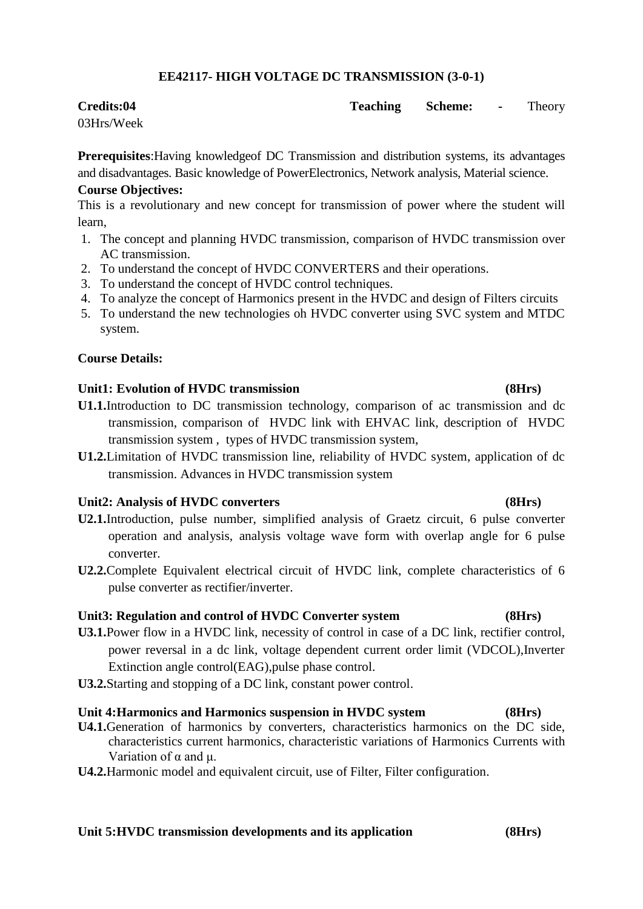## EE42117- HIGH VOLTAGE DC TRANSMISSION (3-0-1)

**Credits:04** **Teaching Scheme: -** Theory 03Hrs/Week

**Prerequisites**:Having knowledgeof DC Transmission and distribution systems, its advantages and disadvantages. Basic knowledge of PowerElectronics, Network analysis, Material science.

**Course Objectives:**

This is a revolutionary and new concept for transmission of power where the student will learn,

1. The concept and planning HVDC transmission, comparison of HVDC transmission over AC transmission.
2. To understand the concept of HVDC CONVERTERS and their operations.
3. To understand the concept of HVDC control techniques.
4. To analyze the concept of Harmonics present in the HVDC and design of Filters circuits
5. To understand the new technologies oh HVDC converter using SVC system and MTDC system.

**Course Details:**

**Unit1: Evolution of HVDC transmission (8Hrs)**

**U1.1.**Introduction to DC transmission technology, comparison of ac transmission and dc transmission, comparison of HVDC link with EHVAC link, description of HVDC transmission system , types of HVDC transmission system,

**U1.2.**Limitation of HVDC transmission line, reliability of HVDC system, application of dc transmission. Advances in HVDC transmission system

**Unit2: Analysis of HVDC converters (8Hrs)**

**U2.1.**Introduction, pulse number, simplified analysis of Graetz circuit, 6 pulse converter operation and analysis, analysis voltage wave form with overlap angle for 6 pulse converter.

**U2.2.**Complete Equivalent electrical circuit of HVDC link, complete characteristics of 6 pulse converter as rectifier/inverter.

**Unit3: Regulation and control of HVDC Converter system (8Hrs)**

**U3.1.**Power flow in a HVDC link, necessity of control in case of a DC link, rectifier control, power reversal in a dc link, voltage dependent current order limit (VDCOL),Inverter Extinction angle control(EAG),pulse phase control.

**U3.2.**Starting and stopping of a DC link, constant power control.

**Unit 4:Harmonics and Harmonics suspension in HVDC system (8Hrs)**

**U4.1.**Generation of harmonics by converters, characteristics harmonics on the DC side, characteristics current harmonics, characteristic variations of Harmonics Currents with Variation of $\alpha$ and $\mu$.

**U4.2.**Harmonic model and equivalent circuit, use of Filter, Filter configuration.

**Unit 5:HVDC transmission developments and its application (8Hrs)**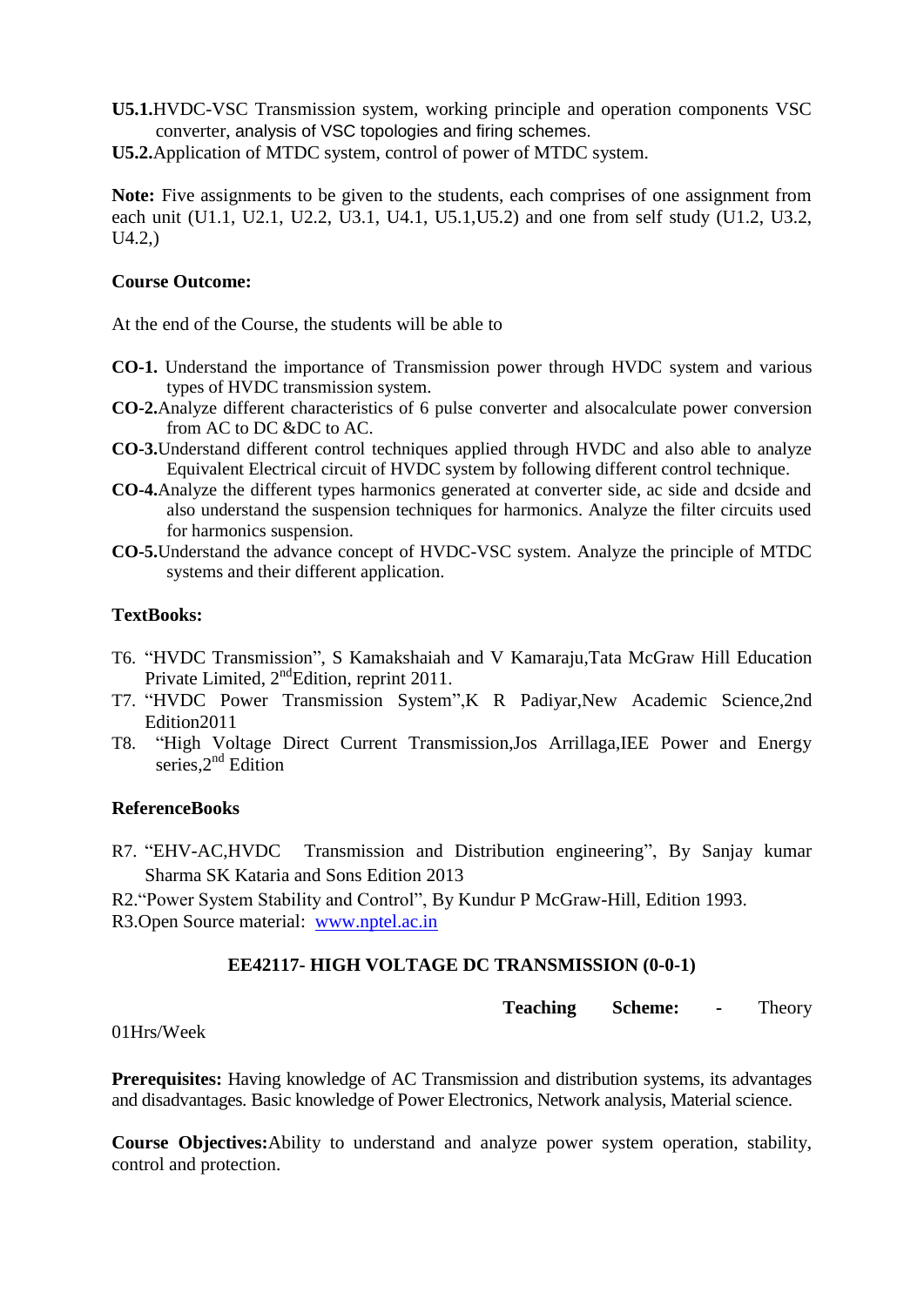**U5.1.**HVDC-VSC Transmission system, working principle and operation components VSC converter, analysis of VSC topologies and firing schemes.

**U5.2.**Application of MTDC system, control of power of MTDC system.

**Note:** Five assignments to be given to the students, each comprises of one assignment from each unit (U1.1, U2.1, U2.2, U3.1, U4.1, U5.1,U5.2) and one from self study (U1.2, U3.2, U4.2,)

**Course Outcome:**

At the end of the Course, the students will be able to

- **CO-1.** Understand the importance of Transmission power through HVDC system and various types of HVDC transmission system.
- **CO-2.**Analyze different characteristics of 6 pulse converter and alsocalculate power conversion from AC to DC &DC to AC.
- **CO-3.**Understand different control techniques applied through HVDC and also able to analyze Equivalent Electrical circuit of HVDC system by following different control technique.
- **CO-4.**Analyze the different types harmonics generated at converter side, ac side and dcside and also understand the suspension techniques for harmonics. Analyze the filter circuits used for harmonics suspension.
- **CO-5.**Understand the advance concept of HVDC-VSC system. Analyze the principle of MTDC systems and their different application.

**TextBooks:**

- T6. "HVDC Transmission", S Kamakshaiah and V Kamaraju,Tata McGraw Hill Education Private Limited, 2nd Edition, reprint 2011.
- T7. "HVDC Power Transmission System",K R Padiyar,New Academic Science,2nd Edition2011
- T8. "High Voltage Direct Current Transmission,Jos Arrillaga,IEE Power and Energy series,2nd Edition

**ReferenceBooks**

- R7. "EHV-AC,HVDC Transmission and Distribution engineering", By Sanjay kumar Sharma SK Kataria and Sons Edition 2013
- R2."Power System Stability and Control", By Kundur P McGraw-Hill, Edition 1993.
- R3.Open Source material: www.nptel.ac.in

**EE42117- HIGH VOLTAGE DC TRANSMISSION (0-0-1)**

**Teaching Scheme:** - Theory 01Hrs/Week

**Prerequisites:** Having knowledge of AC Transmission and distribution systems, its advantages and disadvantages. Basic knowledge of Power Electronics, Network analysis, Material science.

**Course Objectives:**Ability to understand and analyze power system operation, stability, control and protection.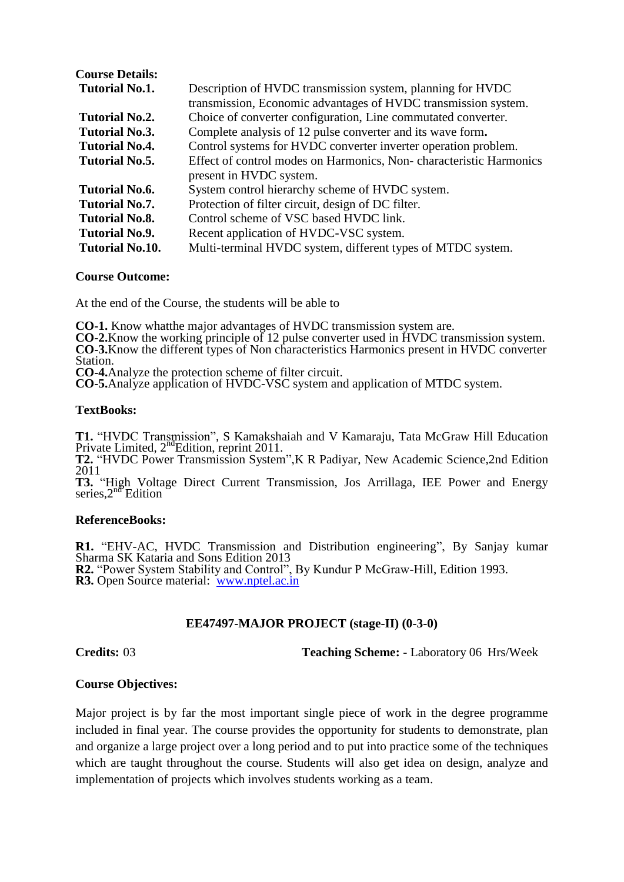**Course Details:**

| | |
|---|---|
| **Tutorial No.1.** | Description of HVDC transmission system, planning for HVDC transmission, Economic advantages of HVDC transmission system. |
| **Tutorial No.2.** | Choice of converter configuration, Line commutated converter. |
| **Tutorial No.3.** | Complete analysis of 12 pulse converter and its wave form**.** |
| **Tutorial No.4.** | Control systems for HVDC converter inverter operation problem. |
| **Tutorial No.5.** | Effect of control modes on Harmonics, Non- characteristic Harmonics present in HVDC system. |
| **Tutorial No.6.** | System control hierarchy scheme of HVDC system. |
| **Tutorial No.7.** | Protection of filter circuit, design of DC filter. |
| **Tutorial No.8.** | Control scheme of VSC based HVDC link. |
| **Tutorial No.9.** | Recent application of HVDC-VSC system. |
| **Tutorial No.10.** | Multi-terminal HVDC system, different types of MTDC system. |

**Course Outcome:**

At the end of the Course, the students will be able to

**CO-1.** Know whatthe major advantages of HVDC transmission system are.
**CO-2.**Know the working principle of 12 pulse converter used in HVDC transmission system.
**CO-3.**Know the different types of Non characteristics Harmonics present in HVDC converter Station.
**CO-4.**Analyze the protection scheme of filter circuit.
**CO-5.**Analyze application of HVDC-VSC system and application of MTDC system.

**TextBooks:**

**T1.** "HVDC Transmission", S Kamakshaiah and V Kamaraju, Tata McGraw Hill Education Private Limited, 2nd Edition, reprint 2011.
**T2.** "HVDC Power Transmission System",K R Padiyar, New Academic Science,2nd Edition 2011
**T3.** "High Voltage Direct Current Transmission, Jos Arrillaga, IEE Power and Energy series,2nd Edition

**ReferenceBooks:**

**R1.** "EHV-AC, HVDC Transmission and Distribution engineering", By Sanjay kumar Sharma SK Kataria and Sons Edition 2013
**R2.** "Power System Stability and Control", By Kundur P McGraw-Hill, Edition 1993.
**R3.** Open Source material: [www.nptel.ac.in](http://www.nptel.ac.in)

## EE47497-MAJOR PROJECT (stage-II) (0-3-0)

**Credits:** 03 **Teaching Scheme: -** Laboratory 06 Hrs/Week

**Course Objectives:**

Major project is by far the most important single piece of work in the degree programme included in final year. The course provides the opportunity for students to demonstrate, plan and organize a large project over a long period and to put into practice some of the techniques which are taught throughout the course. Students will also get idea on design, analyze and implementation of projects which involves students working as a team.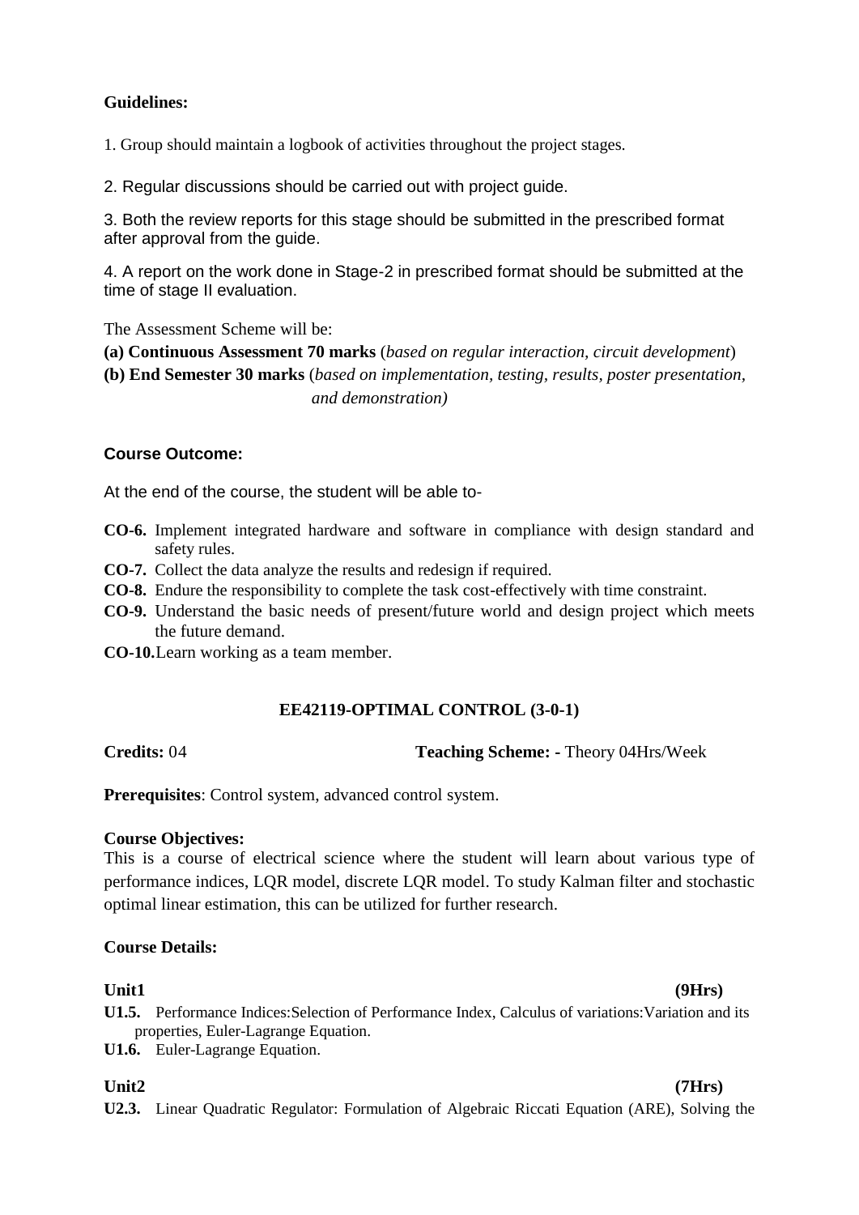**Guidelines:**

1. Group should maintain a logbook of activities throughout the project stages.

2. Regular discussions should be carried out with project guide.

3. Both the review reports for this stage should be submitted in the prescribed format after approval from the guide.

4. A report on the work done in Stage-2 in prescribed format should be submitted at the time of stage II evaluation.

The Assessment Scheme will be:

**(a) Continuous Assessment 70 marks** (*based on regular interaction, circuit development*)

**(b) End Semester 30 marks** (*based on implementation, testing, results, poster presentation, and demonstration)*

**Course Outcome:**

At the end of the course, the student will be able to-

- **CO-6.** Implement integrated hardware and software in compliance with design standard and safety rules.
- **CO-7.** Collect the data analyze the results and redesign if required.
- **CO-8.** Endure the responsibility to complete the task cost-effectively with time constraint.
- **CO-9.** Understand the basic needs of present/future world and design project which meets the future demand.
- **CO-10.** Learn working as a team member.

## EE42119-OPTIMAL CONTROL (3-0-1)

**Credits:** 04 **Teaching Scheme: -** Theory 04Hrs/Week

**Prerequisites**: Control system, advanced control system.

**Course Objectives:**

This is a course of electrical science where the student will learn about various type of performance indices, LQR model, discrete LQR model. To study Kalman filter and stochastic optimal linear estimation, this can be utilized for further research.

**Course Details:**

**Unit1** **(9Hrs)**

**U1.5.** Performance Indices:Selection of Performance Index, Calculus of variations:Variation and its properties, Euler-Lagrange Equation.

**U1.6.** Euler-Lagrange Equation.

**Unit2** **(7Hrs)**

**U2.3.** Linear Quadratic Regulator: Formulation of Algebraic Riccati Equation (ARE), Solving the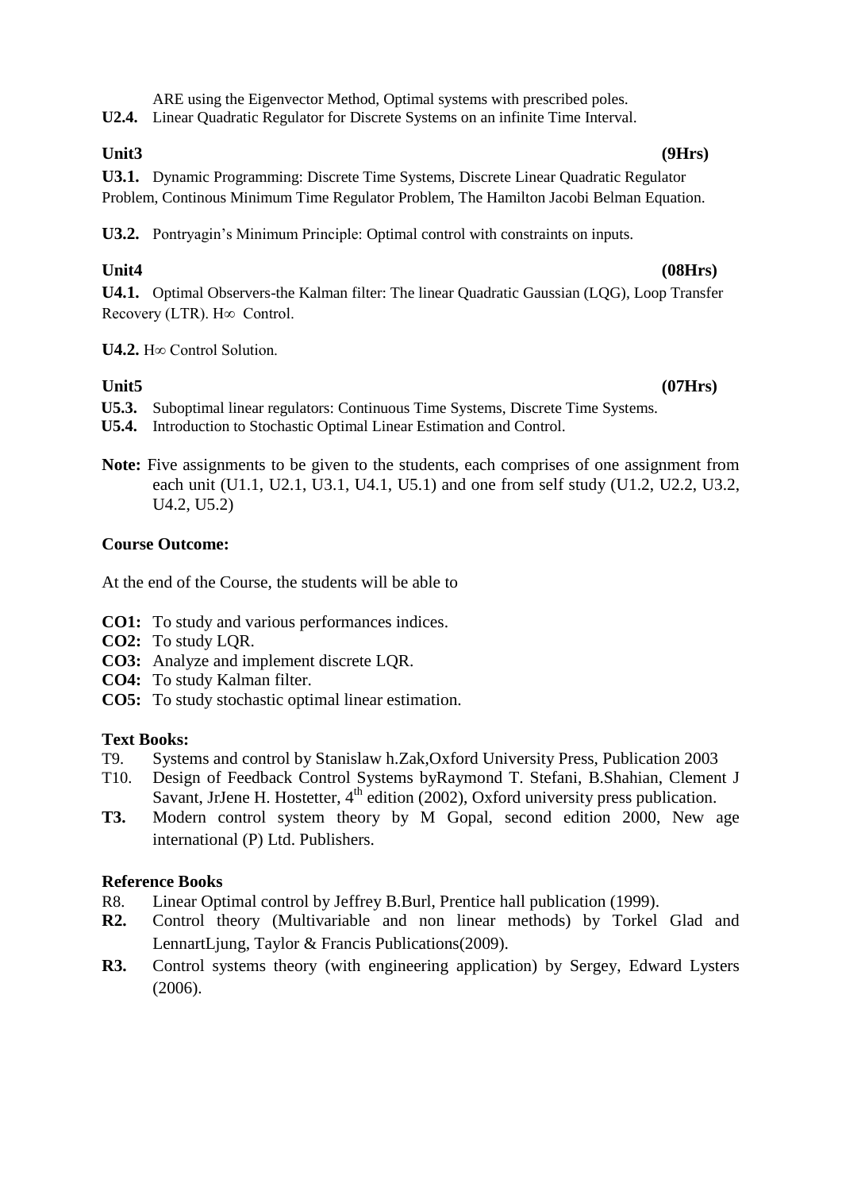ARE using the Eigenvector Method, Optimal systems with prescribed poles.

**U2.4.** Linear Quadratic Regulator for Discrete Systems on an infinite Time Interval.

**Unit3 (9Hrs)**

**U3.1.** Dynamic Programming: Discrete Time Systems, Discrete Linear Quadratic Regulator Problem, Continous Minimum Time Regulator Problem, The Hamilton Jacobi Belman Equation.

**U3.2.** Pontryagin's Minimum Principle: Optimal control with constraints on inputs.

**Unit4 (08Hrs)**

**U4.1.** Optimal Observers-the Kalman filter: The linear Quadratic Gaussian (LQG), Loop Transfer Recovery (LTR). $H\infty$ Control.

**U4.2.** $H\infty$ Control Solution.

**Unit5 (07Hrs)**

**U5.3.** Suboptimal linear regulators: Continuous Time Systems, Discrete Time Systems.

**U5.4.** Introduction to Stochastic Optimal Linear Estimation and Control.

**Note:** Five assignments to be given to the students, each comprises of one assignment from each unit (U1.1, U2.1, U3.1, U4.1, U5.1) and one from self study (U1.2, U2.2, U3.2, U4.2, U5.2)

**Course Outcome:**

At the end of the Course, the students will be able to

**CO1:** To study and various performances indices.

**CO2:** To study LQR.

**CO3:** Analyze and implement discrete LQR.

**CO4:** To study Kalman filter.

**CO5:** To study stochastic optimal linear estimation.

**Text Books:**

T9. Systems and control by Stanislaw h.Zak,Oxford University Press, Publication 2003

T10. Design of Feedback Control Systems byRaymond T. Stefani, B.Shahian, Clement J Savant, JrJene H. Hostetter, 4th edition (2002), Oxford university press publication.

**T3.** Modern control system theory by M Gopal, second edition 2000, New age international (P) Ltd. Publishers.

**Reference Books**

R8. Linear Optimal control by Jeffrey B.Burl, Prentice hall publication (1999).

**R2.** Control theory (Multivariable and non linear methods) by Torkel Glad and LennartLjung, Taylor & Francis Publications(2009).

**R3.** Control systems theory (with engineering application) by Sergey, Edward Lysters (2006).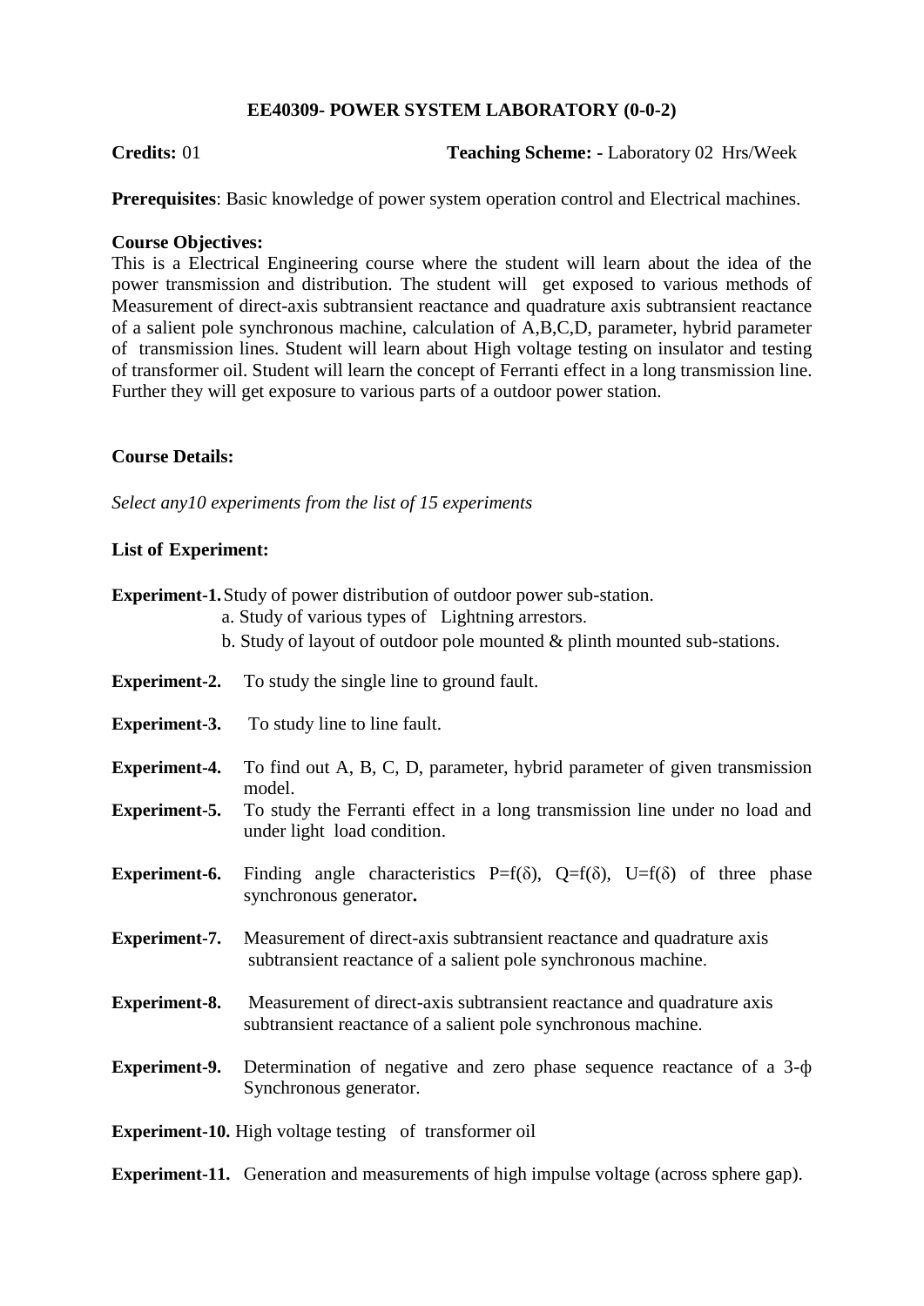**EE40309- POWER SYSTEM LABORATORY (0-0-2)**

**Credits:** 01 **Teaching Scheme: -** Laboratory 02 Hrs/Week

**Prerequisites**: Basic knowledge of power system operation control and Electrical machines.

**Course Objectives:**

This is a Electrical Engineering course where the student will learn about the idea of the power transmission and distribution. The student will get exposed to various methods of Measurement of direct-axis subtransient reactance and quadrature axis subtransient reactance of a salient pole synchronous machine, calculation of A,B,C,D, parameter, hybrid parameter of transmission lines. Student will learn about High voltage testing on insulator and testing of transformer oil. Student will learn the concept of Ferranti effect in a long transmission line. Further they will get exposure to various parts of a outdoor power station.

**Course Details:**

*Select any10 experiments from the list of 15 experiments*

**List of Experiment:**

**Experiment-1.** Study of power distribution of outdoor power sub-station.
- a. Study of various types of Lightning arrestors.
- b. Study of layout of outdoor pole mounted & plinth mounted sub-stations.

**Experiment-2.** To study the single line to ground fault.

**Experiment-3.** To study line to line fault.

**Experiment-4.** To find out A, B, C, D, parameter, hybrid parameter of given transmission model.

**Experiment-5.** To study the Ferranti effect in a long transmission line under no load and under light load condition.

**Experiment-6.** Finding angle characteristics $P=f(\delta)$, $Q=f(\delta)$, $U=f(\delta)$ of three phase synchronous generator**.**

**Experiment-7.** Measurement of direct-axis subtransient reactance and quadrature axis subtransient reactance of a salient pole synchronous machine.

**Experiment-8.** Measurement of direct-axis subtransient reactance and quadrature axis subtransient reactance of a salient pole synchronous machine.

**Experiment-9.** Determination of negative and zero phase sequence reactance of a 3-ф Synchronous generator.

**Experiment-10.** High voltage testing of transformer oil

**Experiment-11.** Generation and measurements of high impulse voltage (across sphere gap).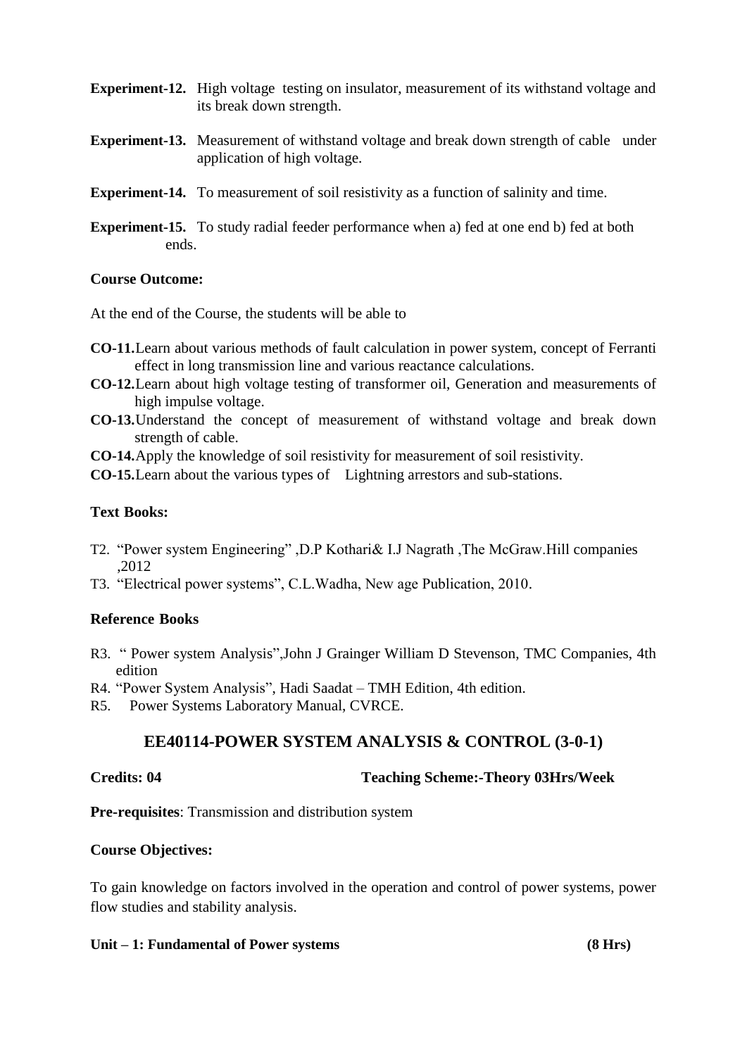**Experiment-12.** High voltage testing on insulator, measurement of its withstand voltage and its break down strength.

**Experiment-13.** Measurement of withstand voltage and break down strength of cable under application of high voltage.

**Experiment-14.** To measurement of soil resistivity as a function of salinity and time.

**Experiment-15.** To study radial feeder performance when a) fed at one end b) fed at both ends.

**Course Outcome:**

At the end of the Course, the students will be able to

- **CO-11.** Learn about various methods of fault calculation in power system, concept of Ferranti effect in long transmission line and various reactance calculations.
- **CO-12.** Learn about high voltage testing of transformer oil, Generation and measurements of high impulse voltage.
- **CO-13.** Understand the concept of measurement of withstand voltage and break down strength of cable.
- **CO-14.** Apply the knowledge of soil resistivity for measurement of soil resistivity.
- **CO-15.** Learn about the various types of Lightning arrestors and sub-stations.

**Text Books:**

- T2. "Power system Engineering" ,D.P Kothari& I.J Nagrath ,The McGraw.Hill companies ,2012
- T3. "Electrical power systems", C.L.Wadha, New age Publication, 2010.

**Reference Books**

- R3. " Power system Analysis",John J Grainger William D Stevenson, TMC Companies, 4th edition
- R4. "Power System Analysis", Hadi Saadat – TMH Edition, 4th edition.
- R5. Power Systems Laboratory Manual, CVRCE.

## EE40114-POWER SYSTEM ANALYSIS & CONTROL (3-0-1)

**Credits: 04** **Teaching Scheme:-Theory 03Hrs/Week**

**Pre-requisites**: Transmission and distribution system

**Course Objectives:**

To gain knowledge on factors involved in the operation and control of power systems, power flow studies and stability analysis.

**Unit – 1: Fundamental of Power systems (8 Hrs)**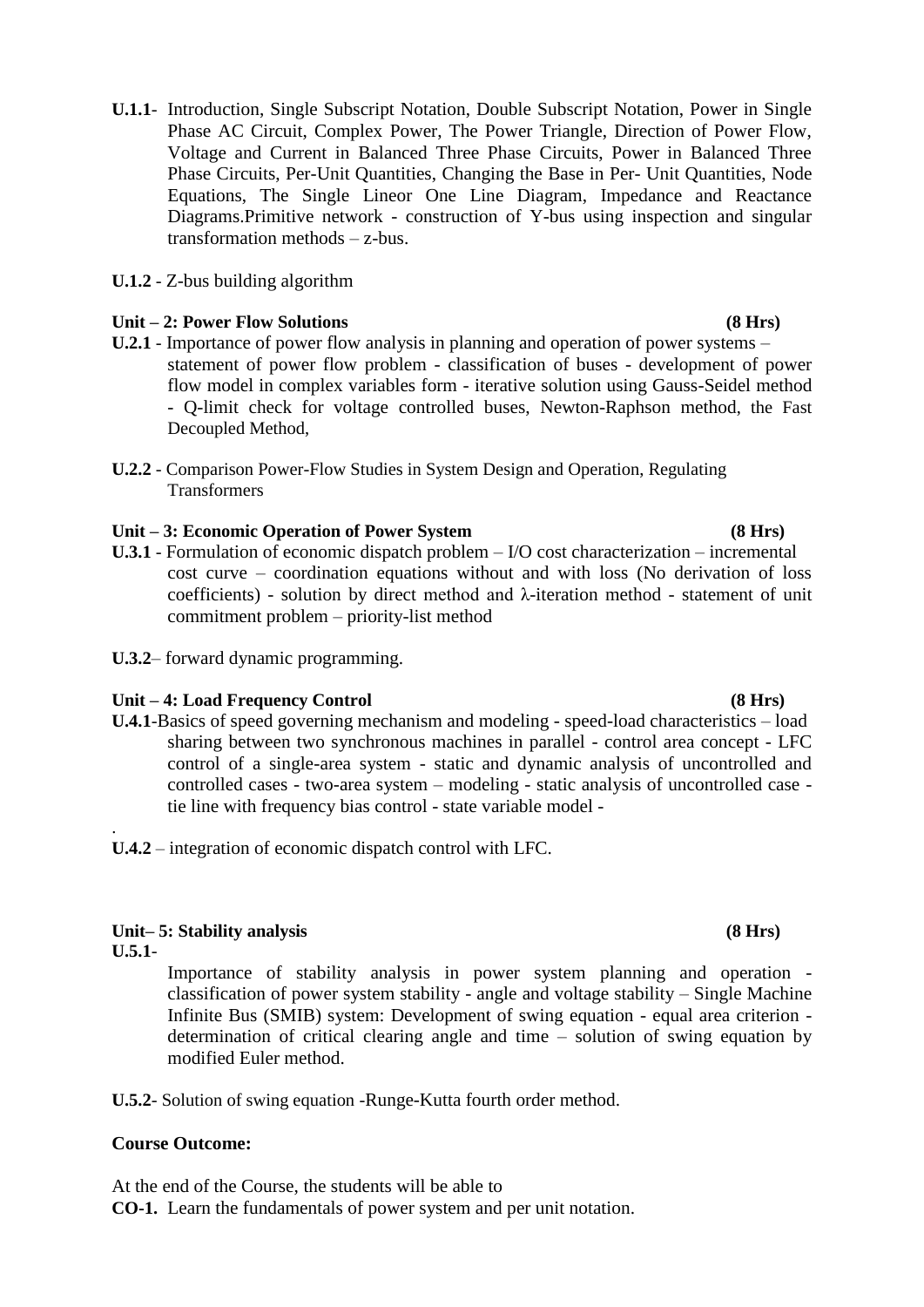**U.1.1**- Introduction, Single Subscript Notation, Double Subscript Notation, Power in Single Phase AC Circuit, Complex Power, The Power Triangle, Direction of Power Flow, Voltage and Current in Balanced Three Phase Circuits, Power in Balanced Three Phase Circuits, Per-Unit Quantities, Changing the Base in Per- Unit Quantities, Node Equations, The Single Lineor One Line Diagram, Impedance and Reactance Diagrams.Primitive network - construction of Y-bus using inspection and singular transformation methods – z-bus.

**U.1.2** - Z-bus building algorithm

**Unit – 2: Power Flow Solutions** **(8 Hrs)**

**U.2.1** - Importance of power flow analysis in planning and operation of power systems – statement of power flow problem - classification of buses - development of power flow model in complex variables form - iterative solution using Gauss-Seidel method - Q-limit check for voltage controlled buses, Newton-Raphson method, the Fast Decoupled Method,

**U.2.2** - Comparison Power-Flow Studies in System Design and Operation, Regulating Transformers

**Unit – 3: Economic Operation of Power System** **(8 Hrs)**

**U.3.1** - Formulation of economic dispatch problem – I/O cost characterization – incremental cost curve – coordination equations without and with loss (No derivation of loss coefficients) - solution by direct method and λ-iteration method - statement of unit commitment problem – priority-list method

**U.3.2**– forward dynamic programming.

**Unit – 4: Load Frequency Control** **(8 Hrs)**

**U.4.1**-Basics of speed governing mechanism and modeling - speed-load characteristics – load sharing between two synchronous machines in parallel - control area concept - LFC control of a single-area system - static and dynamic analysis of uncontrolled and controlled cases - two-area system – modeling - static analysis of uncontrolled case - tie line with frequency bias control - state variable model -

.

**U.4.2** – integration of economic dispatch control with LFC.

**Unit– 5: Stability analysis** **(8 Hrs)**

**U.5.1**-

Importance of stability analysis in power system planning and operation - classification of power system stability - angle and voltage stability – Single Machine Infinite Bus (SMIB) system: Development of swing equation - equal area criterion - determination of critical clearing angle and time – solution of swing equation by modified Euler method.

**U.5.2**- Solution of swing equation -Runge-Kutta fourth order method.

**Course Outcome:**

At the end of the Course, the students will be able to

**CO-1.** Learn the fundamentals of power system and per unit notation.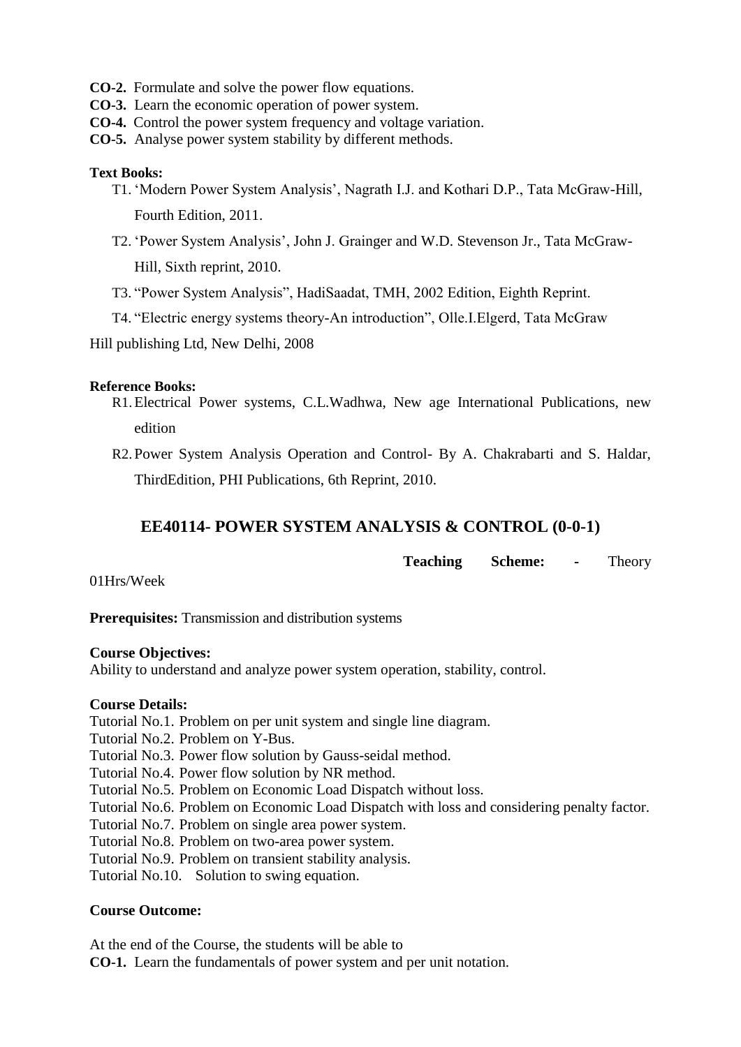**CO-2.** Formulate and solve the power flow equations.
**CO-3.** Learn the economic operation of power system.
**CO-4.** Control the power system frequency and voltage variation.
**CO-5.** Analyse power system stability by different methods.

**Text Books:**

T1. 'Modern Power System Analysis', Nagrath I.J. and Kothari D.P., Tata McGraw-Hill, Fourth Edition, 2011.

T2. 'Power System Analysis', John J. Grainger and W.D. Stevenson Jr., Tata McGraw-Hill, Sixth reprint, 2010.

T3. "Power System Analysis", HadiSaadat, TMH, 2002 Edition, Eighth Reprint.

T4. "Electric energy systems theory-An introduction", Olle.I.Elgerd, Tata McGraw Hill publishing Ltd, New Delhi, 2008

**Reference Books:**

R1. Electrical Power systems, C.L.Wadhwa, New age International Publications, new edition

R2. Power System Analysis Operation and Control- By A. Chakrabarti and S. Haldar, ThirdEdition, PHI Publications, 6th Reprint, 2010.

## EE40114- POWER SYSTEM ANALYSIS & CONTROL (0-0-1)

**Teaching Scheme:** - Theory 01Hrs/Week

**Prerequisites:** Transmission and distribution systems

**Course Objectives:**
Ability to understand and analyze power system operation, stability, control.

**Course Details:**

Tutorial No.1. Problem on per unit system and single line diagram.
Tutorial No.2. Problem on Y-Bus.
Tutorial No.3. Power flow solution by Gauss-seidal method.
Tutorial No.4. Power flow solution by NR method.
Tutorial No.5. Problem on Economic Load Dispatch without loss.
Tutorial No.6. Problem on Economic Load Dispatch with loss and considering penalty factor.
Tutorial No.7. Problem on single area power system.
Tutorial No.8. Problem on two-area power system.
Tutorial No.9. Problem on transient stability analysis.
Tutorial No.10. Solution to swing equation.

**Course Outcome:**

At the end of the Course, the students will be able to
**CO-1.** Learn the fundamentals of power system and per unit notation.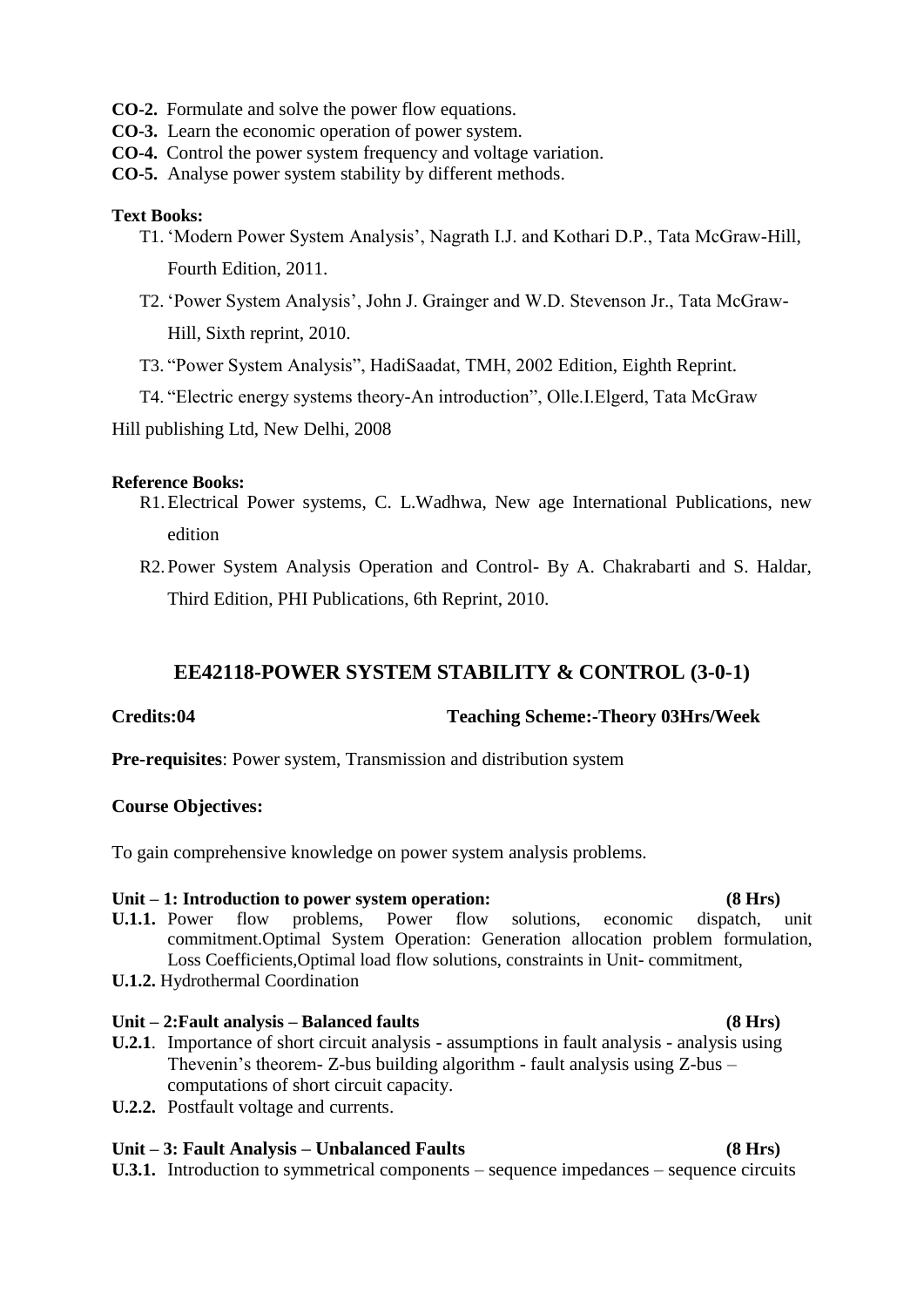**CO-2.** Formulate and solve the power flow equations.
**CO-3.** Learn the economic operation of power system.
**CO-4.** Control the power system frequency and voltage variation.
**CO-5.** Analyse power system stability by different methods.

**Text Books:**

T1. 'Modern Power System Analysis', Nagrath I.J. and Kothari D.P., Tata McGraw-Hill, Fourth Edition, 2011.

T2. 'Power System Analysis', John J. Grainger and W.D. Stevenson Jr., Tata McGraw-Hill, Sixth reprint, 2010.

T3. "Power System Analysis", HadiSaadat, TMH, 2002 Edition, Eighth Reprint.

T4. "Electric energy systems theory-An introduction", Olle.I.Elgerd, Tata McGraw Hill publishing Ltd, New Delhi, 2008

**Reference Books:**

R1. Electrical Power systems, C. L.Wadhwa, New age International Publications, new edition

R2. Power System Analysis Operation and Control- By A. Chakrabarti and S. Haldar, Third Edition, PHI Publications, 6th Reprint, 2010.

## EE42118-POWER SYSTEM STABILITY & CONTROL (3-0-1)

**Credits:04** **Teaching Scheme:-Theory 03Hrs/Week**

**Pre-requisites**: Power system, Transmission and distribution system

**Course Objectives:**

To gain comprehensive knowledge on power system analysis problems.

**Unit – 1: Introduction to power system operation: (8 Hrs)**

**U.1.1.** Power flow problems, Power flow solutions, economic dispatch, unit commitment.Optimal System Operation: Generation allocation problem formulation, Loss Coefficients,Optimal load flow solutions, constraints in Unit- commitment,

**U.1.2.** Hydrothermal Coordination

**Unit – 2:Fault analysis – Balanced faults (8 Hrs)**

**U.2.1**. Importance of short circuit analysis - assumptions in fault analysis - analysis using Thevenin's theorem- Z-bus building algorithm - fault analysis using Z-bus – computations of short circuit capacity.

**U.2.2.** Postfault voltage and currents.

**Unit – 3: Fault Analysis – Unbalanced Faults (8 Hrs)**

**U.3.1.** Introduction to symmetrical components – sequence impedances – sequence circuits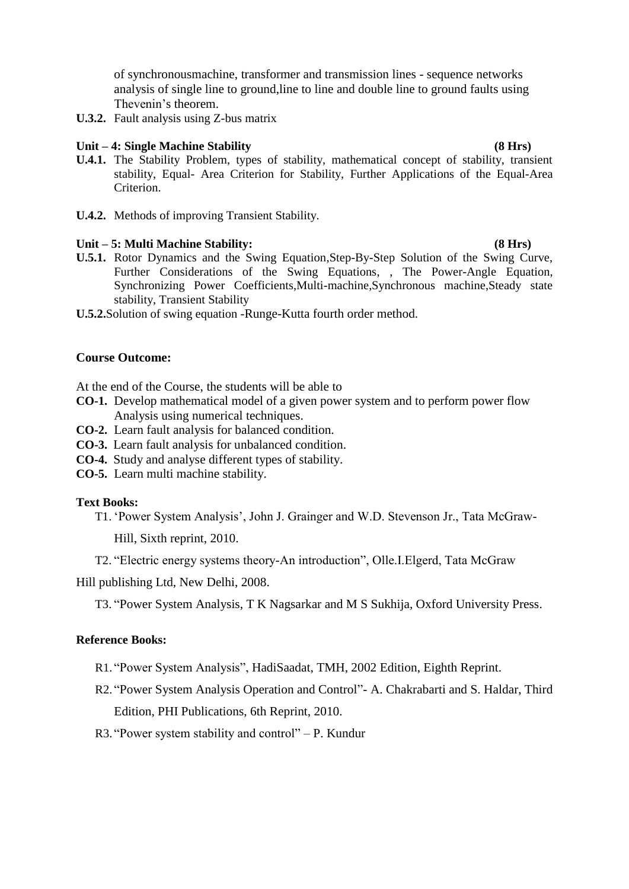of synchronousmachine, transformer and transmission lines - sequence networks analysis of single line to ground,line to line and double line to ground faults using Thevenin's theorem.

**U.3.2.** Fault analysis using Z-bus matrix

**Unit – 4: Single Machine Stability (8 Hrs)**

**U.4.1.** The Stability Problem, types of stability, mathematical concept of stability, transient stability, Equal- Area Criterion for Stability, Further Applications of the Equal-Area Criterion.

**U.4.2.** Methods of improving Transient Stability.

**Unit – 5: Multi Machine Stability: (8 Hrs)**

**U.5.1.** Rotor Dynamics and the Swing Equation,Step-By-Step Solution of the Swing Curve, Further Considerations of the Swing Equations, , The Power-Angle Equation, Synchronizing Power Coefficients,Multi-machine,Synchronous machine,Steady state stability, Transient Stability

**U.5.2.**Solution of swing equation -Runge-Kutta fourth order method.

**Course Outcome:**

At the end of the Course, the students will be able to

**CO-1.** Develop mathematical model of a given power system and to perform power flow Analysis using numerical techniques.
**CO-2.** Learn fault analysis for balanced condition.
**CO-3.** Learn fault analysis for unbalanced condition.
**CO-4.** Study and analyse different types of stability.
**CO-5.** Learn multi machine stability.

**Text Books:**

T1. 'Power System Analysis', John J. Grainger and W.D. Stevenson Jr., Tata McGraw-Hill, Sixth reprint, 2010.

T2. "Electric energy systems theory-An introduction", Olle.I.Elgerd, Tata McGraw Hill publishing Ltd, New Delhi, 2008.

T3. "Power System Analysis, T K Nagsarkar and M S Sukhija, Oxford University Press.

**Reference Books:**

R1. "Power System Analysis", HadiSaadat, TMH, 2002 Edition, Eighth Reprint.

R2. "Power System Analysis Operation and Control"- A. Chakrabarti and S. Haldar, Third Edition, PHI Publications, 6th Reprint, 2010.

R3. "Power system stability and control" – P. Kundur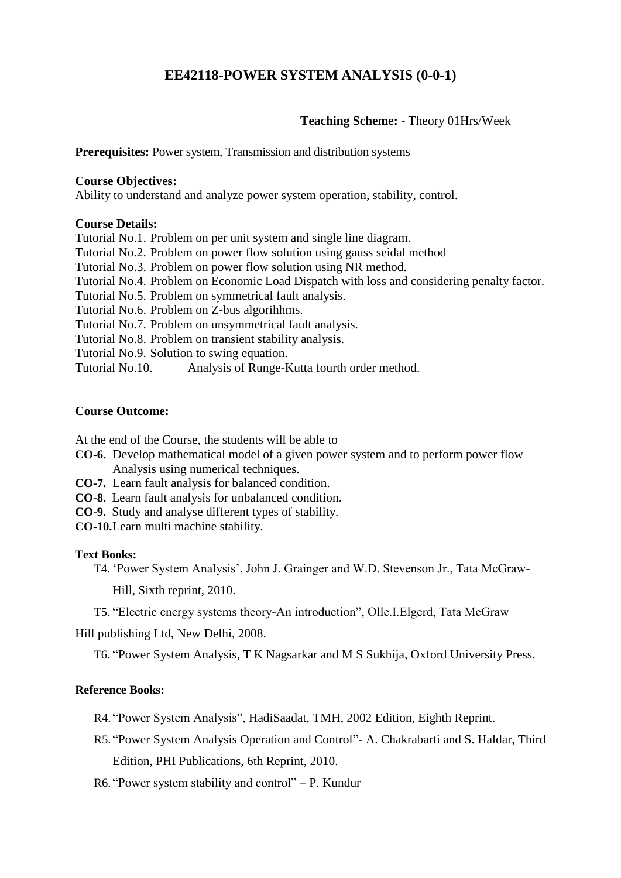# EE42118-POWER SYSTEM ANALYSIS (0-0-1)

**Teaching Scheme: -** Theory 01Hrs/Week

**Prerequisites:** Power system, Transmission and distribution systems

**Course Objectives:**
Ability to understand and analyze power system operation, stability, control.

**Course Details:**

Tutorial No.1. Problem on per unit system and single line diagram.
Tutorial No.2. Problem on power flow solution using gauss seidal method
Tutorial No.3. Problem on power flow solution using NR method.
Tutorial No.4. Problem on Economic Load Dispatch with loss and considering penalty factor.
Tutorial No.5. Problem on symmetrical fault analysis.
Tutorial No.6. Problem on Z-bus algorihhms.
Tutorial No.7. Problem on unsymmetrical fault analysis.
Tutorial No.8. Problem on transient stability analysis.
Tutorial No.9. Solution to swing equation.
Tutorial No.10. Analysis of Runge-Kutta fourth order method.

**Course Outcome:**

At the end of the Course, the students will be able to

**CO-6.** Develop mathematical model of a given power system and to perform power flow Analysis using numerical techniques.
**CO-7.** Learn fault analysis for balanced condition.
**CO-8.** Learn fault analysis for unbalanced condition.
**CO-9.** Study and analyse different types of stability.
**CO-10.** Learn multi machine stability.

**Text Books:**

T4. 'Power System Analysis', John J. Grainger and W.D. Stevenson Jr., Tata McGraw-Hill, Sixth reprint, 2010.

T5. "Electric energy systems theory-An introduction", Olle.I.Elgerd, Tata McGraw Hill publishing Ltd, New Delhi, 2008.

T6. "Power System Analysis, T K Nagsarkar and M S Sukhija, Oxford University Press.

**Reference Books:**

R4. "Power System Analysis", HadiSaadat, TMH, 2002 Edition, Eighth Reprint.

R5. "Power System Analysis Operation and Control"- A. Chakrabarti and S. Haldar, Third Edition, PHI Publications, 6th Reprint, 2010.

R6. "Power system stability and control" – P. Kundur